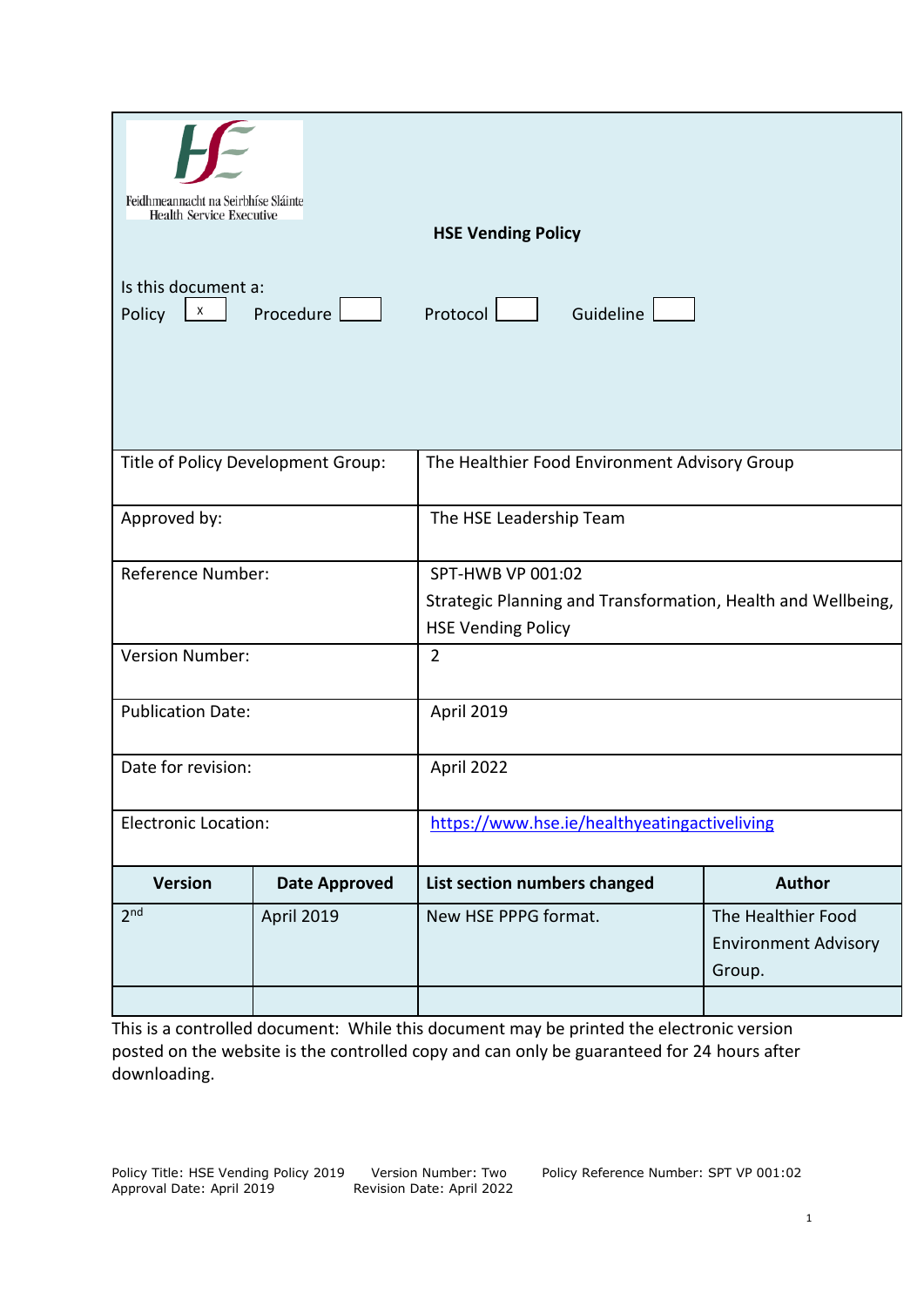Feidhmeannacht na Seirbhíse Sláinte
Health Service Executive

# HSE Vending Policy

Is this document a:

Policy [x] Procedure [ ] Protocol [ ] Guideline [ ]

| | |
|---|---|
| Title of Policy Development Group: | The Healthier Food Environment Advisory Group |
| Approved by: | The HSE Leadership Team |
| Reference Number: | SPT-HWB VP 001:02<br>Strategic Planning and Transformation, Health and Wellbeing, HSE Vending Policy |
| Version Number: | 2 |
| Publication Date: | April 2019 |
| Date for revision: | April 2022 |
| Electronic Location: | https://www.hse.ie/healthyeatingactiveliving |

| Version | Date Approved | List section numbers changed | Author |
|---|---|---|---|
| 2nd | April 2019 | New HSE PPPG format. | The Healthier Food Environment Advisory Group. |
| | | | |

This is a controlled document: While this document may be printed the electronic version posted on the website is the controlled copy and can only be guaranteed for 24 hours after downloading.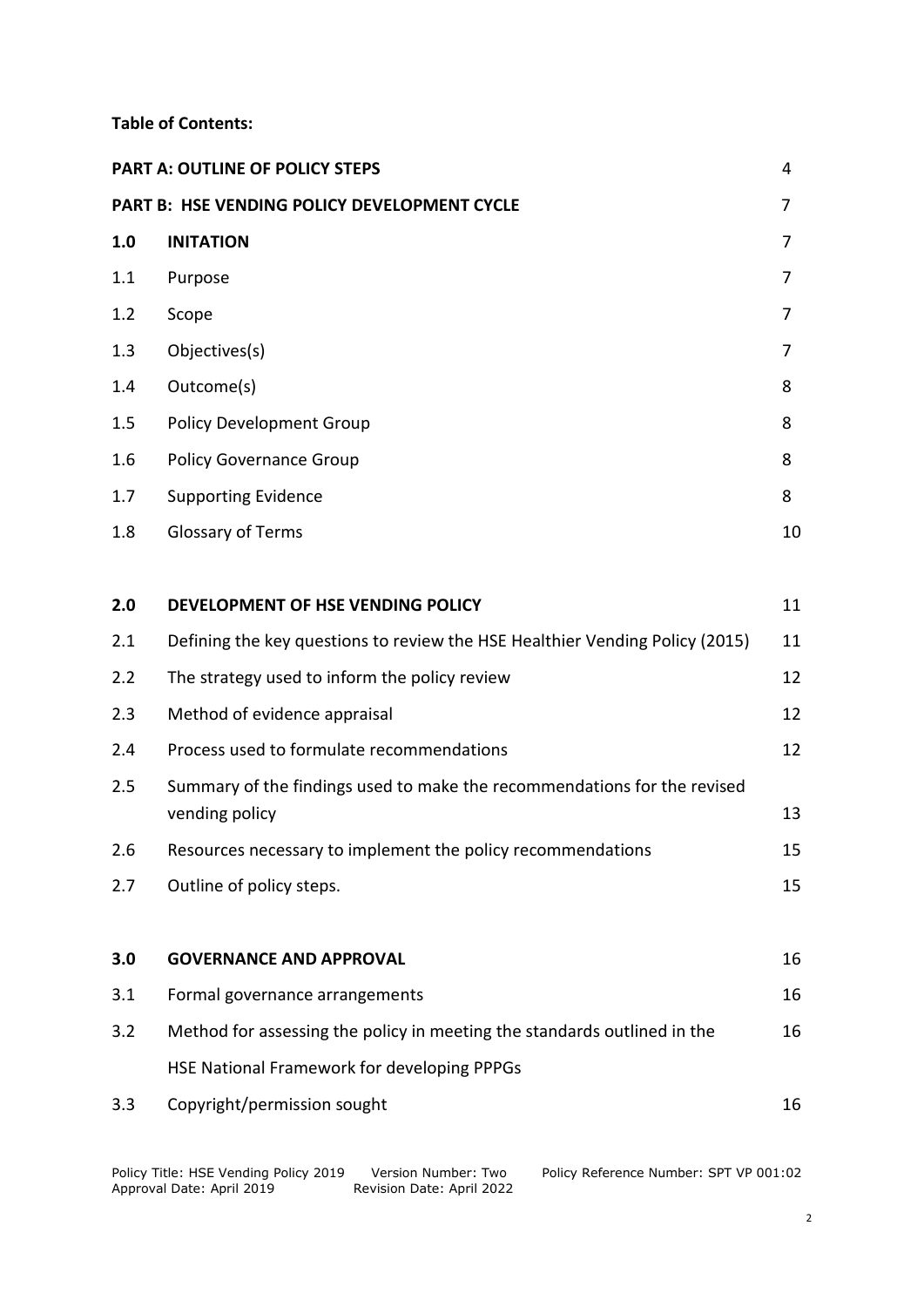**Table of Contents:**

| | | |
|---|---|---|
| **PART A: OUTLINE OF POLICY STEPS** | | 4 |
| **PART B: HSE VENDING POLICY DEVELOPMENT CYCLE** | | 7 |
| **1.0** | **INITATION** | 7 |
| 1.1 | Purpose | 7 |
| 1.2 | Scope | 7 |
| 1.3 | Objectives(s) | 7 |
| 1.4 | Outcome(s) | 8 |
| 1.5 | Policy Development Group | 8 |
| 1.6 | Policy Governance Group | 8 |
| 1.7 | Supporting Evidence | 8 |
| 1.8 | Glossary of Terms | 10 |
| **2.0** | **DEVELOPMENT OF HSE VENDING POLICY** | 11 |
| 2.1 | Defining the key questions to review the HSE Healthier Vending Policy (2015) | 11 |
| 2.2 | The strategy used to inform the policy review | 12 |
| 2.3 | Method of evidence appraisal | 12 |
| 2.4 | Process used to formulate recommendations | 12 |
| 2.5 | Summary of the findings used to make the recommendations for the revised vending policy | 13 |
| 2.6 | Resources necessary to implement the policy recommendations | 15 |
| 2.7 | Outline of policy steps. | 15 |
| **3.0** | **GOVERNANCE AND APPROVAL** | 16 |
| 3.1 | Formal governance arrangements | 16 |
| 3.2 | Method for assessing the policy in meeting the standards outlined in the HSE National Framework for developing PPPGs | 16 |
| 3.3 | Copyright/permission sought | 16 |

Policy Title: HSE Vending Policy 2019 Version Number: Two Policy Reference Number: SPT VP 001:02
Approval Date: April 2019 Revision Date: April 2022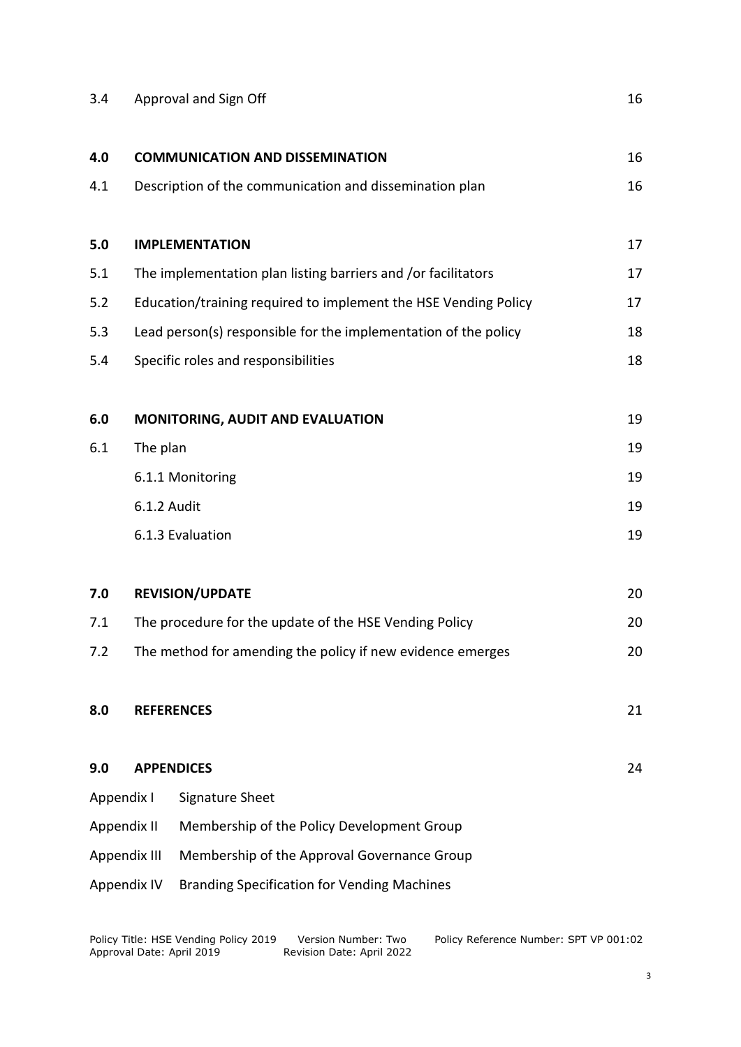| | | |
|---|---|---|
| 3.4 | Approval and Sign Off | 16 |
| **4.0** | **COMMUNICATION AND DISSEMINATION** | 16 |
| 4.1 | Description of the communication and dissemination plan | 16 |
| **5.0** | **IMPLEMENTATION** | 17 |
| 5.1 | The implementation plan listing barriers and /or facilitators | 17 |
| 5.2 | Education/training required to implement the HSE Vending Policy | 17 |
| 5.3 | Lead person(s) responsible for the implementation of the policy | 18 |
| 5.4 | Specific roles and responsibilities | 18 |
| **6.0** | **MONITORING, AUDIT AND EVALUATION** | 19 |
| 6.1 | The plan | 19 |
| | 6.1.1 Monitoring | 19 |
| | 6.1.2 Audit | 19 |
| | 6.1.3 Evaluation | 19 |
| **7.0** | **REVISION/UPDATE** | 20 |
| 7.1 | The procedure for the update of the HSE Vending Policy | 20 |
| 7.2 | The method for amending the policy if new evidence emerges | 20 |
| **8.0** | **REFERENCES** | 21 |
| **9.0** | **APPENDICES** | 24 |

Appendix I Signature Sheet

Appendix II Membership of the Policy Development Group

Appendix III Membership of the Approval Governance Group

Appendix IV Branding Specification for Vending Machines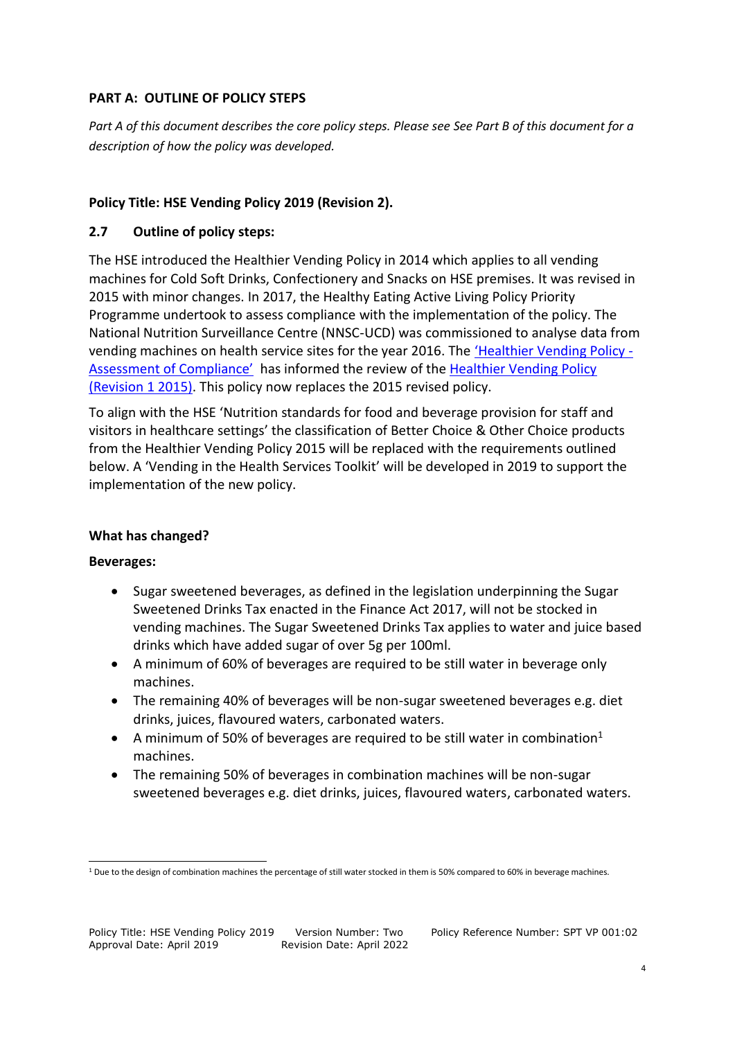**PART A: OUTLINE OF POLICY STEPS**

*Part A of this document describes the core policy steps. Please see See Part B of this document for a description of how the policy was developed.*

**Policy Title: HSE Vending Policy 2019 (Revision 2).**

**2.7 Outline of policy steps:**

The HSE introduced the Healthier Vending Policy in 2014 which applies to all vending machines for Cold Soft Drinks, Confectionery and Snacks on HSE premises. It was revised in 2015 with minor changes. In 2017, the Healthy Eating Active Living Policy Priority Programme undertook to assess compliance with the implementation of the policy. The National Nutrition Surveillance Centre (NNSC-UCD) was commissioned to analyse data from vending machines on health service sites for the year 2016. The 'Healthier Vending Policy - Assessment of Compliance' has informed the review of the Healthier Vending Policy (Revision 1 2015). This policy now replaces the 2015 revised policy.

To align with the HSE 'Nutrition standards for food and beverage provision for staff and visitors in healthcare settings' the classification of Better Choice & Other Choice products from the Healthier Vending Policy 2015 will be replaced with the requirements outlined below. A 'Vending in the Health Services Toolkit' will be developed in 2019 to support the implementation of the new policy.

**What has changed?**

**Beverages:**

- Sugar sweetened beverages, as defined in the legislation underpinning the Sugar Sweetened Drinks Tax enacted in the Finance Act 2017, will not be stocked in vending machines. The Sugar Sweetened Drinks Tax applies to water and juice based drinks which have added sugar of over 5g per 100ml.
- A minimum of 60% of beverages are required to be still water in beverage only machines.
- The remaining 40% of beverages will be non-sugar sweetened beverages e.g. diet drinks, juices, flavoured waters, carbonated waters.
- A minimum of 50% of beverages are required to be still water in combination[1] machines.
- The remaining 50% of beverages in combination machines will be non-sugar sweetened beverages e.g. diet drinks, juices, flavoured waters, carbonated waters.

[1] Due to the design of combination machines the percentage of still water stocked in them is 50% compared to 60% in beverage machines.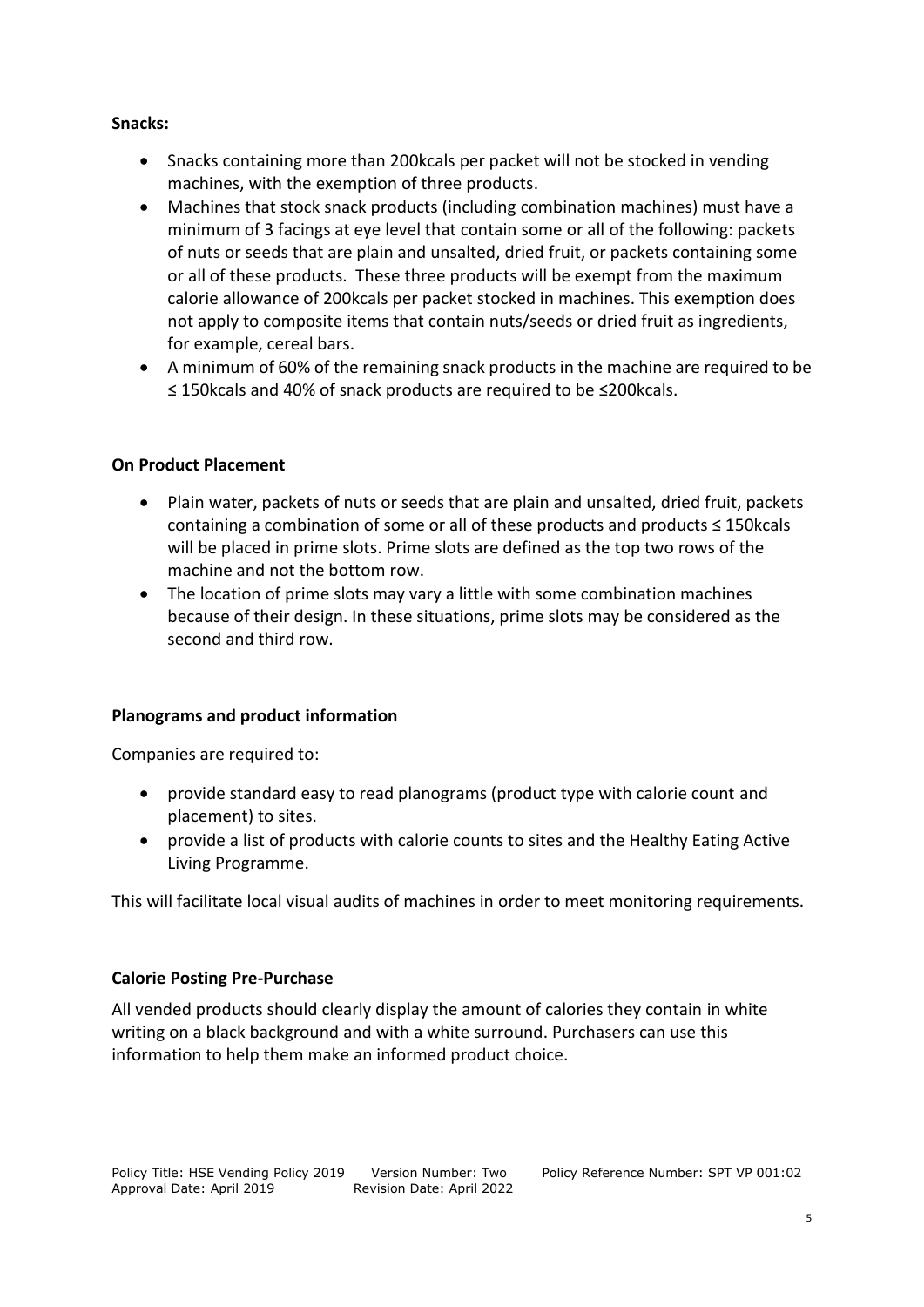**Snacks:**

- Snacks containing more than 200kcals per packet will not be stocked in vending machines, with the exemption of three products.
- Machines that stock snack products (including combination machines) must have a minimum of 3 facings at eye level that contain some or all of the following: packets of nuts or seeds that are plain and unsalted, dried fruit, or packets containing some or all of these products. These three products will be exempt from the maximum calorie allowance of 200kcals per packet stocked in machines. This exemption does not apply to composite items that contain nuts/seeds or dried fruit as ingredients, for example, cereal bars.
- A minimum of 60% of the remaining snack products in the machine are required to be ≤ 150kcals and 40% of snack products are required to be ≤200kcals.

**On Product Placement**

- Plain water, packets of nuts or seeds that are plain and unsalted, dried fruit, packets containing a combination of some or all of these products and products ≤ 150kcals will be placed in prime slots. Prime slots are defined as the top two rows of the machine and not the bottom row.
- The location of prime slots may vary a little with some combination machines because of their design. In these situations, prime slots may be considered as the second and third row.

**Planograms and product information**

Companies are required to:

- provide standard easy to read planograms (product type with calorie count and placement) to sites.
- provide a list of products with calorie counts to sites and the Healthy Eating Active Living Programme.

This will facilitate local visual audits of machines in order to meet monitoring requirements.

**Calorie Posting Pre-Purchase**

All vended products should clearly display the amount of calories they contain in white writing on a black background and with a white surround. Purchasers can use this information to help them make an informed product choice.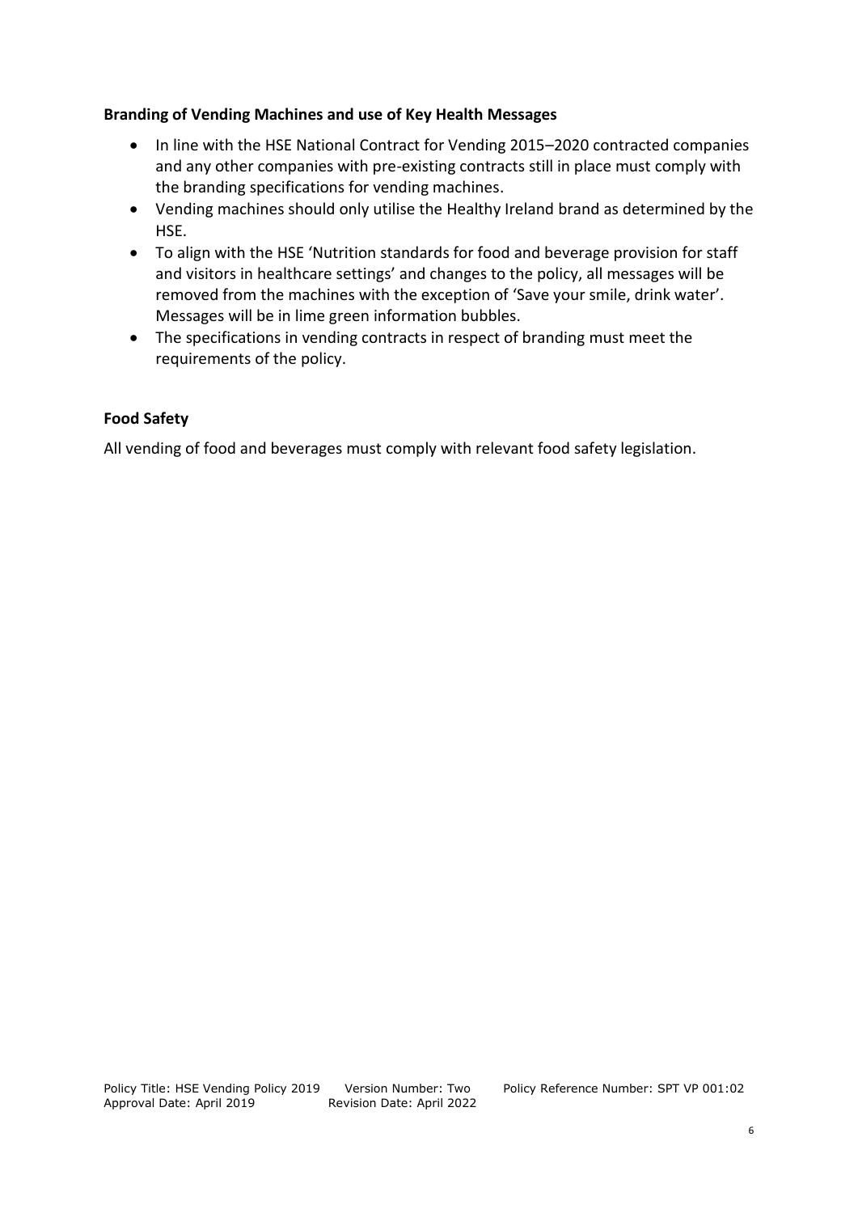**Branding of Vending Machines and use of Key Health Messages**

- In line with the HSE National Contract for Vending 2015–2020 contracted companies and any other companies with pre-existing contracts still in place must comply with the branding specifications for vending machines.
- Vending machines should only utilise the Healthy Ireland brand as determined by the HSE.
- To align with the HSE 'Nutrition standards for food and beverage provision for staff and visitors in healthcare settings' and changes to the policy, all messages will be removed from the machines with the exception of 'Save your smile, drink water'. Messages will be in lime green information bubbles.
- The specifications in vending contracts in respect of branding must meet the requirements of the policy.

**Food Safety**

All vending of food and beverages must comply with relevant food safety legislation.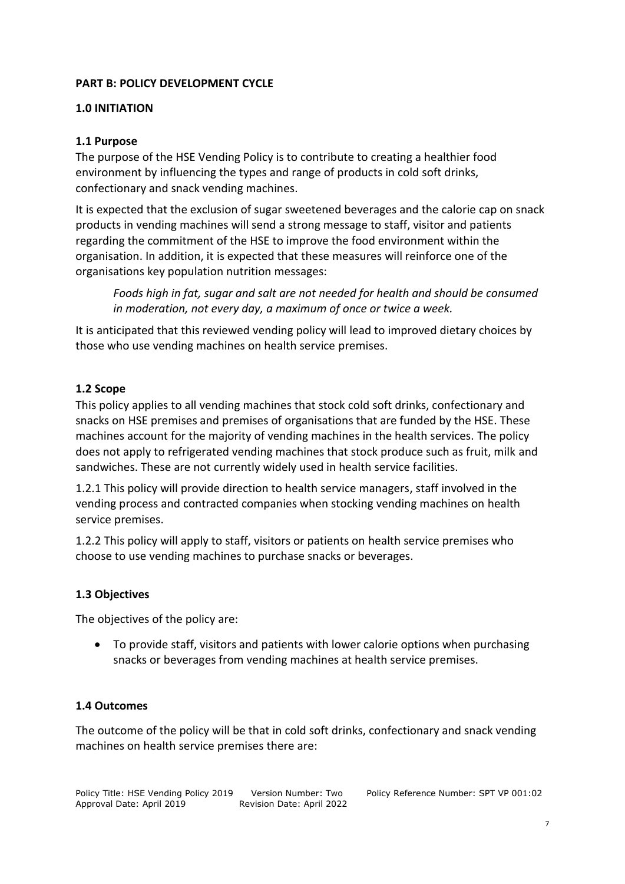**PART B: POLICY DEVELOPMENT CYCLE**

## 1.0 INITIATION

### 1.1 Purpose

The purpose of the HSE Vending Policy is to contribute to creating a healthier food environment by influencing the types and range of products in cold soft drinks, confectionary and snack vending machines.

It is expected that the exclusion of sugar sweetened beverages and the calorie cap on snack products in vending machines will send a strong message to staff, visitor and patients regarding the commitment of the HSE to improve the food environment within the organisation. In addition, it is expected that these measures will reinforce one of the organisations key population nutrition messages:

> *Foods high in fat, sugar and salt are not needed for health and should be consumed in moderation, not every day, a maximum of once or twice a week.*

It is anticipated that this reviewed vending policy will lead to improved dietary choices by those who use vending machines on health service premises.

### 1.2 Scope

This policy applies to all vending machines that stock cold soft drinks, confectionary and snacks on HSE premises and premises of organisations that are funded by the HSE. These machines account for the majority of vending machines in the health services. The policy does not apply to refrigerated vending machines that stock produce such as fruit, milk and sandwiches. These are not currently widely used in health service facilities.

1.2.1 This policy will provide direction to health service managers, staff involved in the vending process and contracted companies when stocking vending machines on health service premises.

1.2.2 This policy will apply to staff, visitors or patients on health service premises who choose to use vending machines to purchase snacks or beverages.

### 1.3 Objectives

The objectives of the policy are:

- To provide staff, visitors and patients with lower calorie options when purchasing snacks or beverages from vending machines at health service premises.

### 1.4 Outcomes

The outcome of the policy will be that in cold soft drinks, confectionary and snack vending machines on health service premises there are: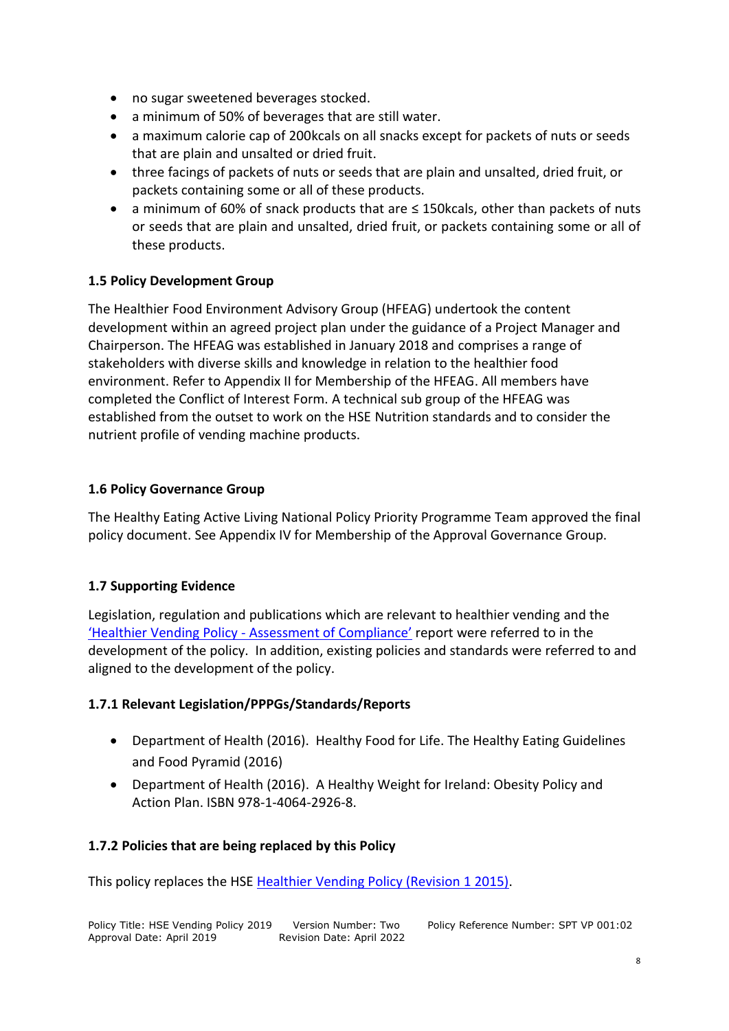- no sugar sweetened beverages stocked.
- a minimum of 50% of beverages that are still water.
- a maximum calorie cap of 200kcals on all snacks except for packets of nuts or seeds that are plain and unsalted or dried fruit.
- three facings of packets of nuts or seeds that are plain and unsalted, dried fruit, or packets containing some or all of these products.
- a minimum of 60% of snack products that are ≤ 150kcals, other than packets of nuts or seeds that are plain and unsalted, dried fruit, or packets containing some or all of these products.

### 1.5 Policy Development Group

The Healthier Food Environment Advisory Group (HFEAG) undertook the content development within an agreed project plan under the guidance of a Project Manager and Chairperson. The HFEAG was established in January 2018 and comprises a range of stakeholders with diverse skills and knowledge in relation to the healthier food environment. Refer to Appendix II for Membership of the HFEAG. All members have completed the Conflict of Interest Form. A technical sub group of the HFEAG was established from the outset to work on the HSE Nutrition standards and to consider the nutrient profile of vending machine products.

### 1.6 Policy Governance Group

The Healthy Eating Active Living National Policy Priority Programme Team approved the final policy document. See Appendix IV for Membership of the Approval Governance Group.

### 1.7 Supporting Evidence

Legislation, regulation and publications which are relevant to healthier vending and the 'Healthier Vending Policy - Assessment of Compliance' report were referred to in the development of the policy. In addition, existing policies and standards were referred to and aligned to the development of the policy.

#### 1.7.1 Relevant Legislation/PPPGs/Standards/Reports

- Department of Health (2016). Healthy Food for Life. The Healthy Eating Guidelines and Food Pyramid (2016)
- Department of Health (2016). A Healthy Weight for Ireland: Obesity Policy and Action Plan. ISBN 978-1-4064-2926-8.

#### 1.7.2 Policies that are being replaced by this Policy

This policy replaces the HSE Healthier Vending Policy (Revision 1 2015).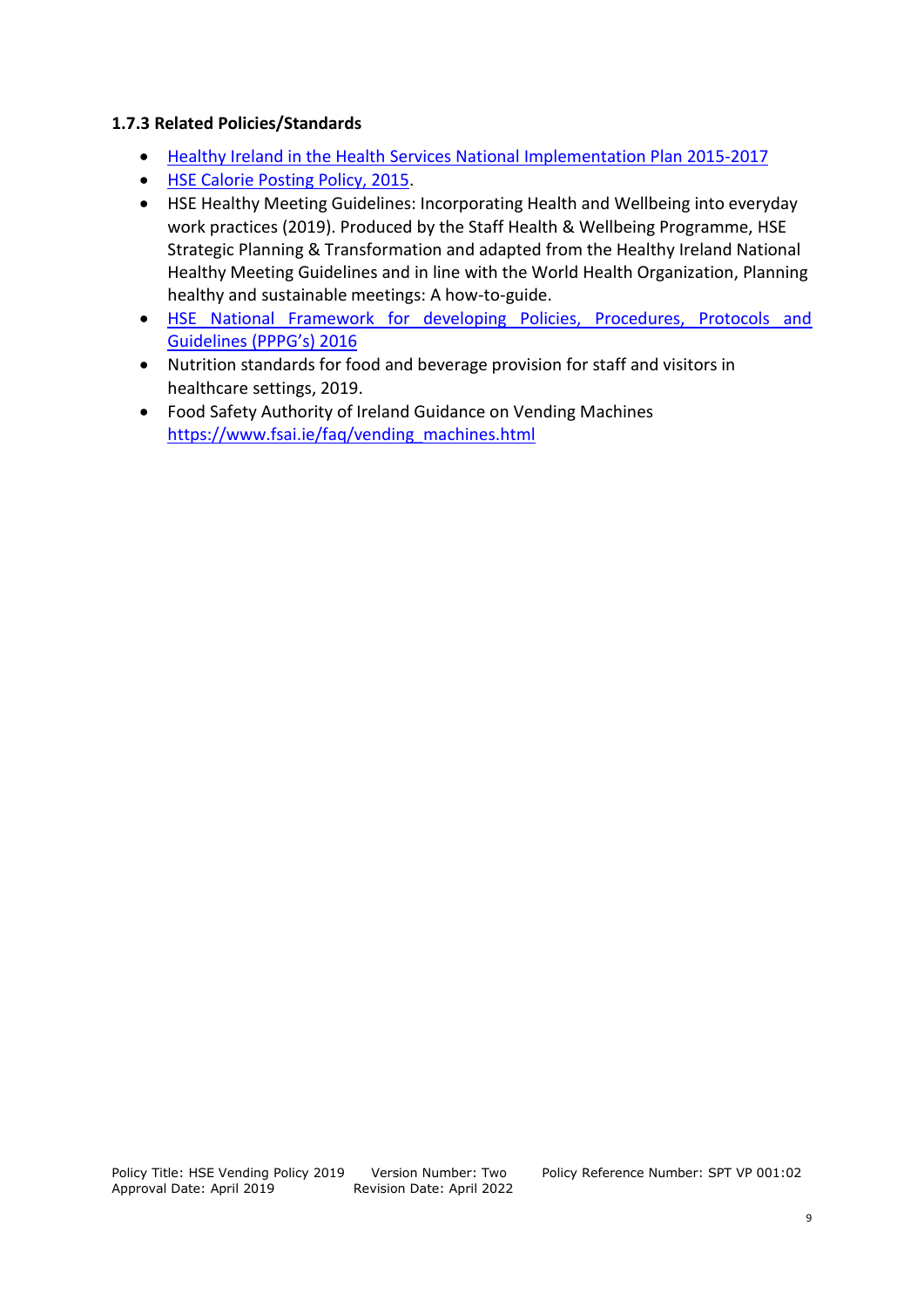#### 1.7.3 Related Policies/Standards

- Healthy Ireland in the Health Services National Implementation Plan 2015-2017
- HSE Calorie Posting Policy, 2015.
- HSE Healthy Meeting Guidelines: Incorporating Health and Wellbeing into everyday work practices (2019). Produced by the Staff Health & Wellbeing Programme, HSE Strategic Planning & Transformation and adapted from the Healthy Ireland National Healthy Meeting Guidelines and in line with the World Health Organization, Planning healthy and sustainable meetings: A how-to-guide.
- HSE National Framework for developing Policies, Procedures, Protocols and Guidelines (PPPG's) 2016
- Nutrition standards for food and beverage provision for staff and visitors in healthcare settings, 2019.
- Food Safety Authority of Ireland Guidance on Vending Machines https://www.fsai.ie/faq/vending_machines.html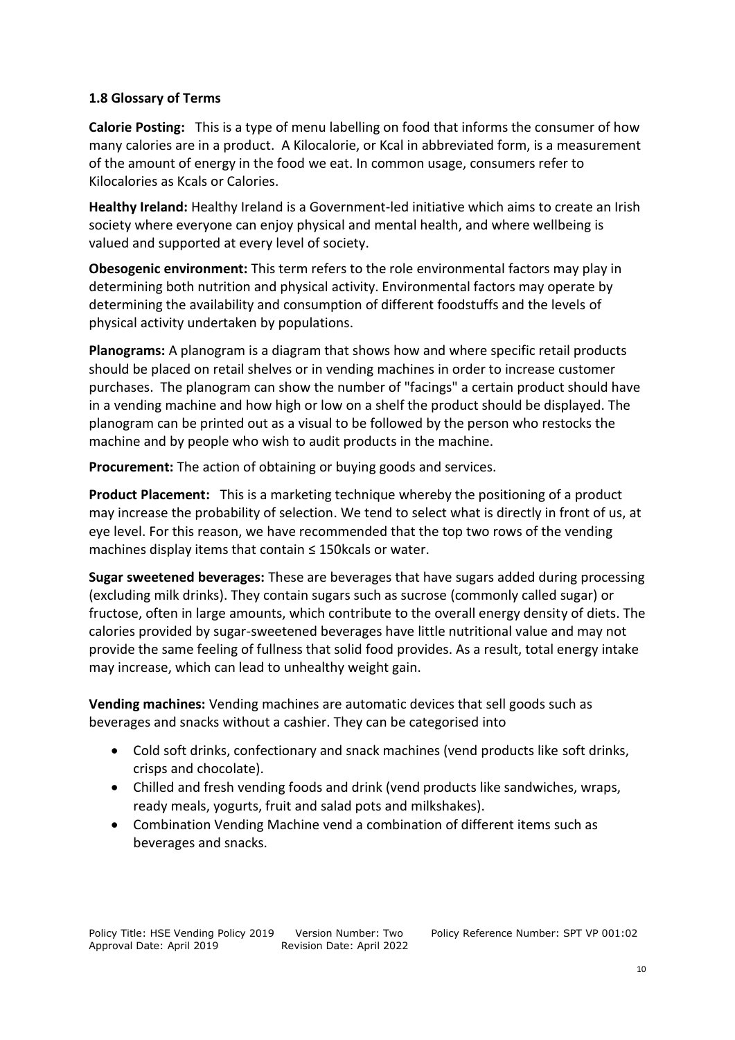### 1.8 Glossary of Terms

**Calorie Posting:** This is a type of menu labelling on food that informs the consumer of how many calories are in a product. A Kilocalorie, or Kcal in abbreviated form, is a measurement of the amount of energy in the food we eat. In common usage, consumers refer to Kilocalories as Kcals or Calories.

**Healthy Ireland:** Healthy Ireland is a Government-led initiative which aims to create an Irish society where everyone can enjoy physical and mental health, and where wellbeing is valued and supported at every level of society.

**Obesogenic environment:** This term refers to the role environmental factors may play in determining both nutrition and physical activity. Environmental factors may operate by determining the availability and consumption of different foodstuffs and the levels of physical activity undertaken by populations.

**Planograms:** A planogram is a diagram that shows how and where specific retail products should be placed on retail shelves or in vending machines in order to increase customer purchases. The planogram can show the number of "facings" a certain product should have in a vending machine and how high or low on a shelf the product should be displayed. The planogram can be printed out as a visual to be followed by the person who restocks the machine and by people who wish to audit products in the machine.

**Procurement:** The action of obtaining or buying goods and services.

**Product Placement:** This is a marketing technique whereby the positioning of a product may increase the probability of selection. We tend to select what is directly in front of us, at eye level. For this reason, we have recommended that the top two rows of the vending machines display items that contain ≤ 150kcals or water.

**Sugar sweetened beverages:** These are beverages that have sugars added during processing (excluding milk drinks). They contain sugars such as sucrose (commonly called sugar) or fructose, often in large amounts, which contribute to the overall energy density of diets. The calories provided by sugar-sweetened beverages have little nutritional value and may not provide the same feeling of fullness that solid food provides. As a result, total energy intake may increase, which can lead to unhealthy weight gain.

**Vending machines:** Vending machines are automatic devices that sell goods such as beverages and snacks without a cashier. They can be categorised into

- Cold soft drinks, confectionary and snack machines (vend products like soft drinks, crisps and chocolate).
- Chilled and fresh vending foods and drink (vend products like sandwiches, wraps, ready meals, yogurts, fruit and salad pots and milkshakes).
- Combination Vending Machine vend a combination of different items such as beverages and snacks.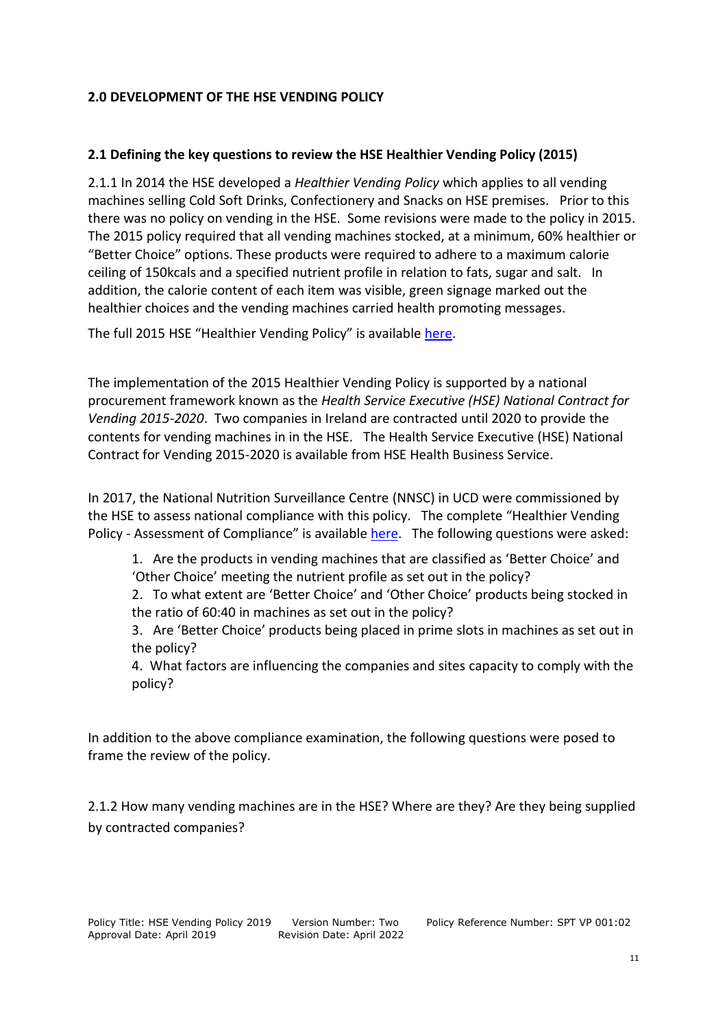## 2.0 DEVELOPMENT OF THE HSE VENDING POLICY

### 2.1 Defining the key questions to review the HSE Healthier Vending Policy (2015)

2.1.1 In 2014 the HSE developed a *Healthier Vending Policy* which applies to all vending machines selling Cold Soft Drinks, Confectionery and Snacks on HSE premises. Prior to this there was no policy on vending in the HSE. Some revisions were made to the policy in 2015. The 2015 policy required that all vending machines stocked, at a minimum, 60% healthier or "Better Choice" options. These products were required to adhere to a maximum calorie ceiling of 150kcals and a specified nutrient profile in relation to fats, sugar and salt. In addition, the calorie content of each item was visible, green signage marked out the healthier choices and the vending machines carried health promoting messages.

The full 2015 HSE "Healthier Vending Policy" is available here.

The implementation of the 2015 Healthier Vending Policy is supported by a national procurement framework known as the *Health Service Executive (HSE) National Contract for Vending 2015-2020*. Two companies in Ireland are contracted until 2020 to provide the contents for vending machines in in the HSE. The Health Service Executive (HSE) National Contract for Vending 2015-2020 is available from HSE Health Business Service.

In 2017, the National Nutrition Surveillance Centre (NNSC) in UCD were commissioned by the HSE to assess national compliance with this policy. The complete "Healthier Vending Policy - Assessment of Compliance" is available here. The following questions were asked:

1. Are the products in vending machines that are classified as 'Better Choice' and 'Other Choice' meeting the nutrient profile as set out in the policy?
2. To what extent are 'Better Choice' and 'Other Choice' products being stocked in the ratio of 60:40 in machines as set out in the policy?
3. Are 'Better Choice' products being placed in prime slots in machines as set out in the policy?
4. What factors are influencing the companies and sites capacity to comply with the policy?

In addition to the above compliance examination, the following questions were posed to frame the review of the policy.

2.1.2 How many vending machines are in the HSE? Where are they? Are they being supplied by contracted companies?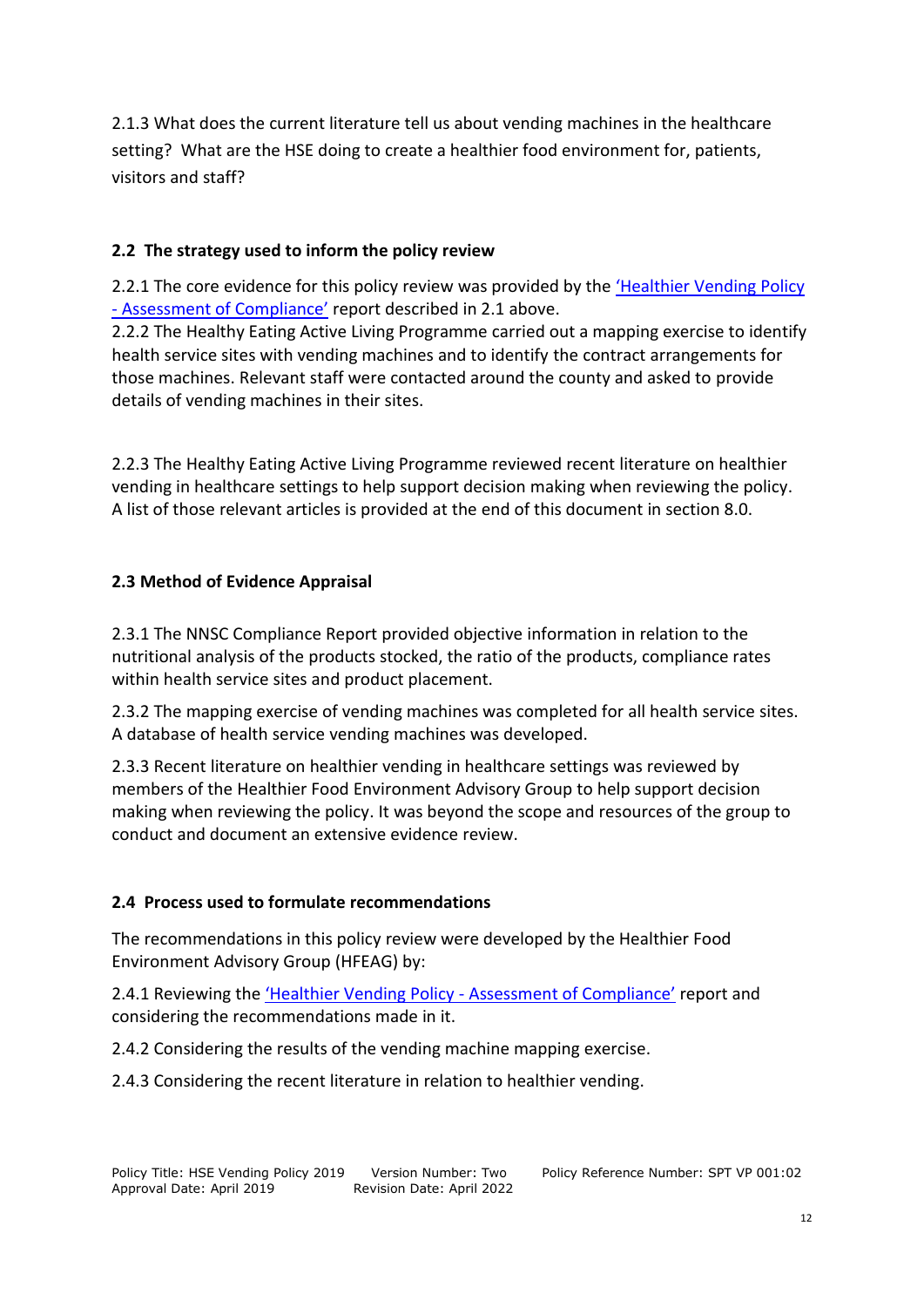2.1.3 What does the current literature tell us about vending machines in the healthcare setting? What are the HSE doing to create a healthier food environment for, patients, visitors and staff?

## 2.2 The strategy used to inform the policy review

2.2.1 The core evidence for this policy review was provided by the 'Healthier Vending Policy - Assessment of Compliance' report described in 2.1 above.

2.2.2 The Healthy Eating Active Living Programme carried out a mapping exercise to identify health service sites with vending machines and to identify the contract arrangements for those machines. Relevant staff were contacted around the county and asked to provide details of vending machines in their sites.

2.2.3 The Healthy Eating Active Living Programme reviewed recent literature on healthier vending in healthcare settings to help support decision making when reviewing the policy. A list of those relevant articles is provided at the end of this document in section 8.0.

## 2.3 Method of Evidence Appraisal

2.3.1 The NNSC Compliance Report provided objective information in relation to the nutritional analysis of the products stocked, the ratio of the products, compliance rates within health service sites and product placement.

2.3.2 The mapping exercise of vending machines was completed for all health service sites. A database of health service vending machines was developed.

2.3.3 Recent literature on healthier vending in healthcare settings was reviewed by members of the Healthier Food Environment Advisory Group to help support decision making when reviewing the policy. It was beyond the scope and resources of the group to conduct and document an extensive evidence review.

## 2.4 Process used to formulate recommendations

The recommendations in this policy review were developed by the Healthier Food Environment Advisory Group (HFEAG) by:

2.4.1 Reviewing the 'Healthier Vending Policy - Assessment of Compliance' report and considering the recommendations made in it.

2.4.2 Considering the results of the vending machine mapping exercise.

2.4.3 Considering the recent literature in relation to healthier vending.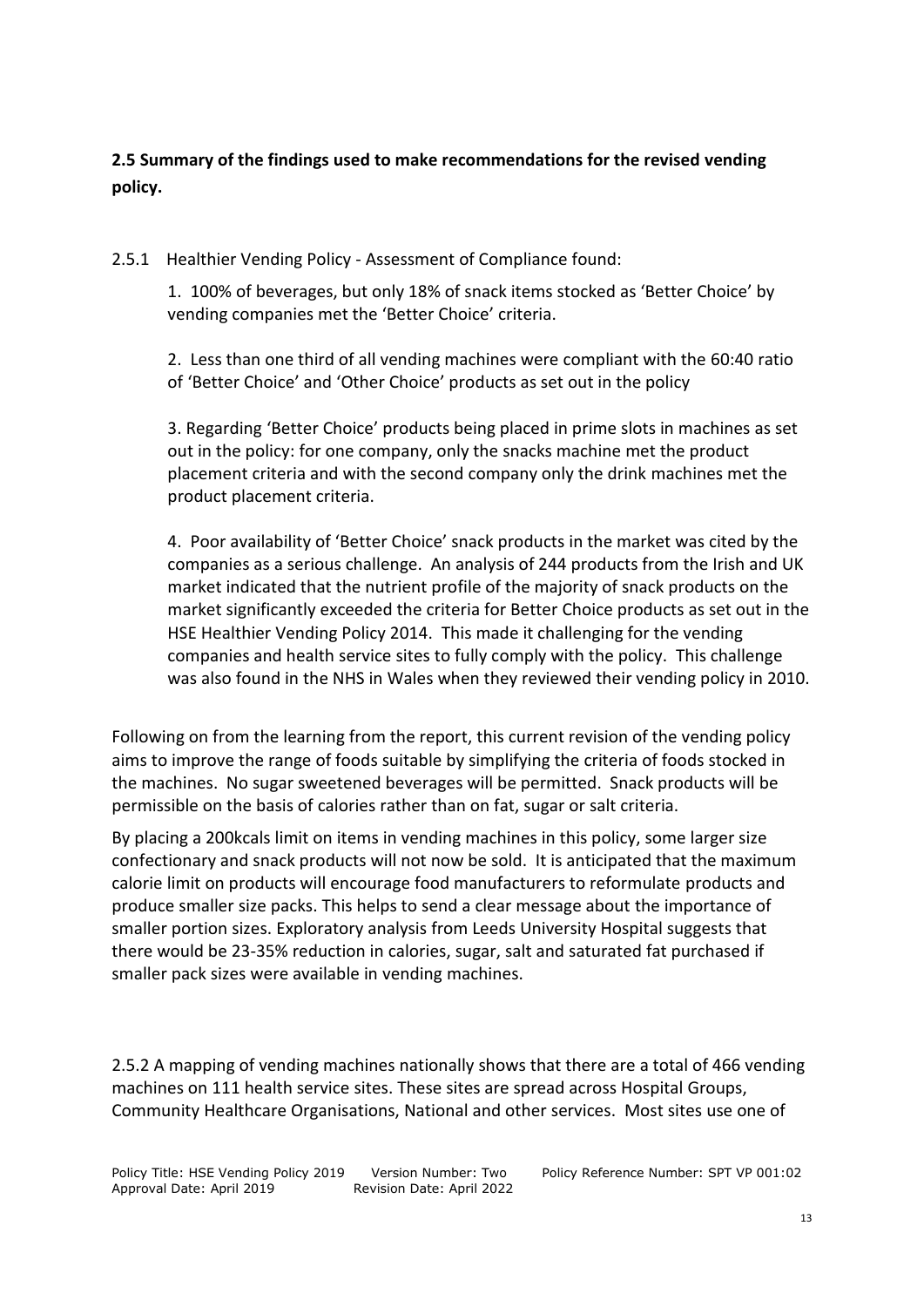**2.5 Summary of the findings used to make recommendations for the revised vending policy.**

2.5.1 Healthier Vending Policy - Assessment of Compliance found:

1. 100% of beverages, but only 18% of snack items stocked as 'Better Choice' by vending companies met the 'Better Choice' criteria.

2. Less than one third of all vending machines were compliant with the 60:40 ratio of 'Better Choice' and 'Other Choice' products as set out in the policy

3. Regarding 'Better Choice' products being placed in prime slots in machines as set out in the policy: for one company, only the snacks machine met the product placement criteria and with the second company only the drink machines met the product placement criteria.

4. Poor availability of 'Better Choice' snack products in the market was cited by the companies as a serious challenge. An analysis of 244 products from the Irish and UK market indicated that the nutrient profile of the majority of snack products on the market significantly exceeded the criteria for Better Choice products as set out in the HSE Healthier Vending Policy 2014. This made it challenging for the vending companies and health service sites to fully comply with the policy. This challenge was also found in the NHS in Wales when they reviewed their vending policy in 2010.

Following on from the learning from the report, this current revision of the vending policy aims to improve the range of foods suitable by simplifying the criteria of foods stocked in the machines. No sugar sweetened beverages will be permitted. Snack products will be permissible on the basis of calories rather than on fat, sugar or salt criteria.

By placing a 200kcals limit on items in vending machines in this policy, some larger size confectionary and snack products will not now be sold. It is anticipated that the maximum calorie limit on products will encourage food manufacturers to reformulate products and produce smaller size packs. This helps to send a clear message about the importance of smaller portion sizes. Exploratory analysis from Leeds University Hospital suggests that there would be 23-35% reduction in calories, sugar, salt and saturated fat purchased if smaller pack sizes were available in vending machines.

2.5.2 A mapping of vending machines nationally shows that there are a total of 466 vending machines on 111 health service sites. These sites are spread across Hospital Groups, Community Healthcare Organisations, National and other services. Most sites use one of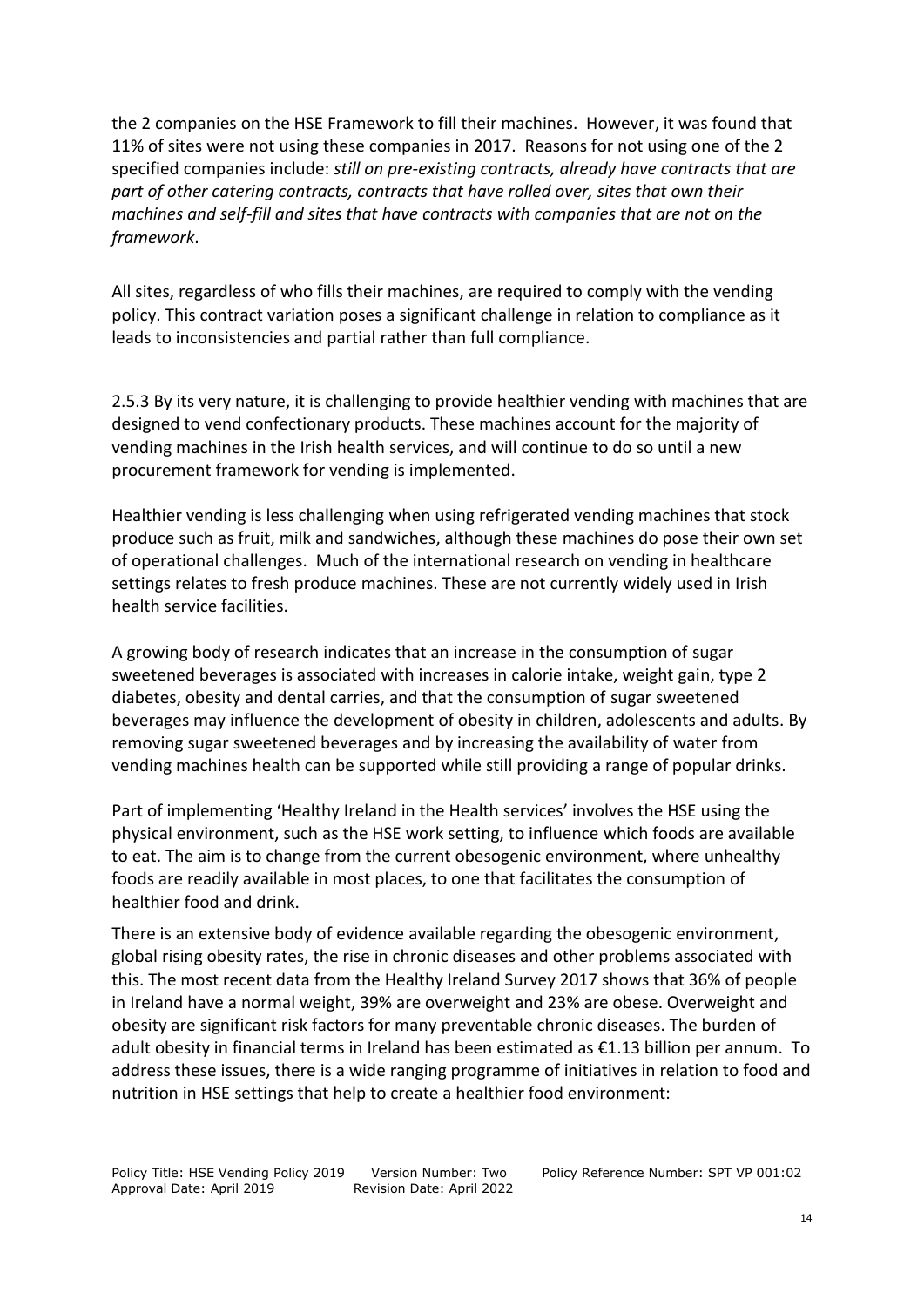the 2 companies on the HSE Framework to fill their machines. However, it was found that 11% of sites were not using these companies in 2017. Reasons for not using one of the 2 specified companies include: *still on pre-existing contracts, already have contracts that are part of other catering contracts, contracts that have rolled over, sites that own their machines and self-fill and sites that have contracts with companies that are not on the framework*.

All sites, regardless of who fills their machines, are required to comply with the vending policy. This contract variation poses a significant challenge in relation to compliance as it leads to inconsistencies and partial rather than full compliance.

2.5.3 By its very nature, it is challenging to provide healthier vending with machines that are designed to vend confectionary products. These machines account for the majority of vending machines in the Irish health services, and will continue to do so until a new procurement framework for vending is implemented.

Healthier vending is less challenging when using refrigerated vending machines that stock produce such as fruit, milk and sandwiches, although these machines do pose their own set of operational challenges. Much of the international research on vending in healthcare settings relates to fresh produce machines. These are not currently widely used in Irish health service facilities.

A growing body of research indicates that an increase in the consumption of sugar sweetened beverages is associated with increases in calorie intake, weight gain, type 2 diabetes, obesity and dental carries, and that the consumption of sugar sweetened beverages may influence the development of obesity in children, adolescents and adults. By removing sugar sweetened beverages and by increasing the availability of water from vending machines health can be supported while still providing a range of popular drinks.

Part of implementing 'Healthy Ireland in the Health services' involves the HSE using the physical environment, such as the HSE work setting, to influence which foods are available to eat. The aim is to change from the current obesogenic environment, where unhealthy foods are readily available in most places, to one that facilitates the consumption of healthier food and drink.

There is an extensive body of evidence available regarding the obesogenic environment, global rising obesity rates, the rise in chronic diseases and other problems associated with this. The most recent data from the Healthy Ireland Survey 2017 shows that 36% of people in Ireland have a normal weight, 39% are overweight and 23% are obese. Overweight and obesity are significant risk factors for many preventable chronic diseases. The burden of adult obesity in financial terms in Ireland has been estimated as €1.13 billion per annum. To address these issues, there is a wide ranging programme of initiatives in relation to food and nutrition in HSE settings that help to create a healthier food environment: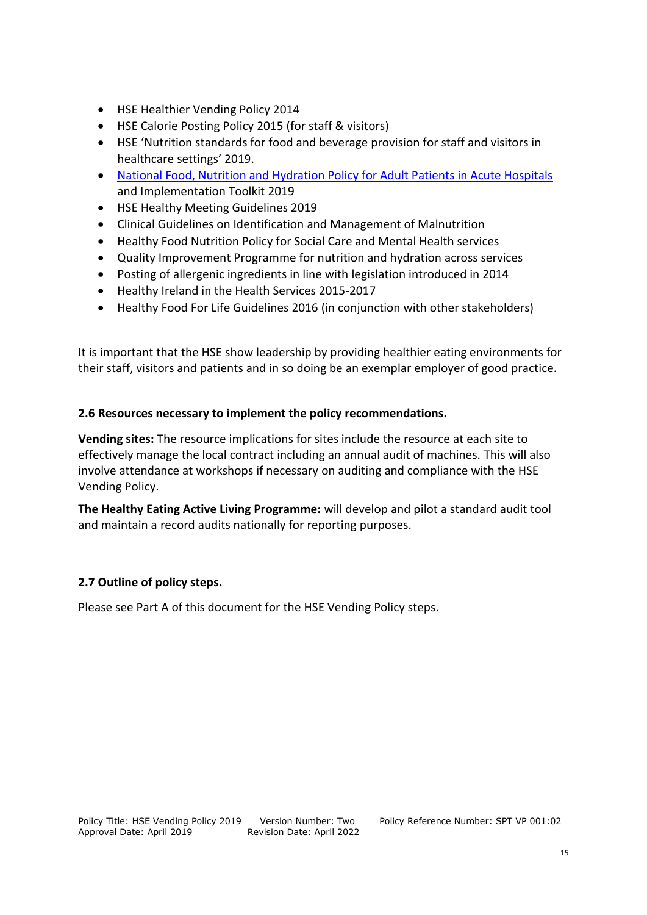- HSE Healthier Vending Policy 2014
- HSE Calorie Posting Policy 2015 (for staff & visitors)
- HSE 'Nutrition standards for food and beverage provision for staff and visitors in healthcare settings' 2019.
- National Food, Nutrition and Hydration Policy for Adult Patients in Acute Hospitals and Implementation Toolkit 2019
- HSE Healthy Meeting Guidelines 2019
- Clinical Guidelines on Identification and Management of Malnutrition
- Healthy Food Nutrition Policy for Social Care and Mental Health services
- Quality Improvement Programme for nutrition and hydration across services
- Posting of allergenic ingredients in line with legislation introduced in 2014
- Healthy Ireland in the Health Services 2015-2017
- Healthy Food For Life Guidelines 2016 (in conjunction with other stakeholders)

It is important that the HSE show leadership by providing healthier eating environments for their staff, visitors and patients and in so doing be an exemplar employer of good practice.

### 2.6 Resources necessary to implement the policy recommendations.

**Vending sites:** The resource implications for sites include the resource at each site to effectively manage the local contract including an annual audit of machines. This will also involve attendance at workshops if necessary on auditing and compliance with the HSE Vending Policy.

**The Healthy Eating Active Living Programme:** will develop and pilot a standard audit tool and maintain a record audits nationally for reporting purposes.

### 2.7 Outline of policy steps.

Please see Part A of this document for the HSE Vending Policy steps.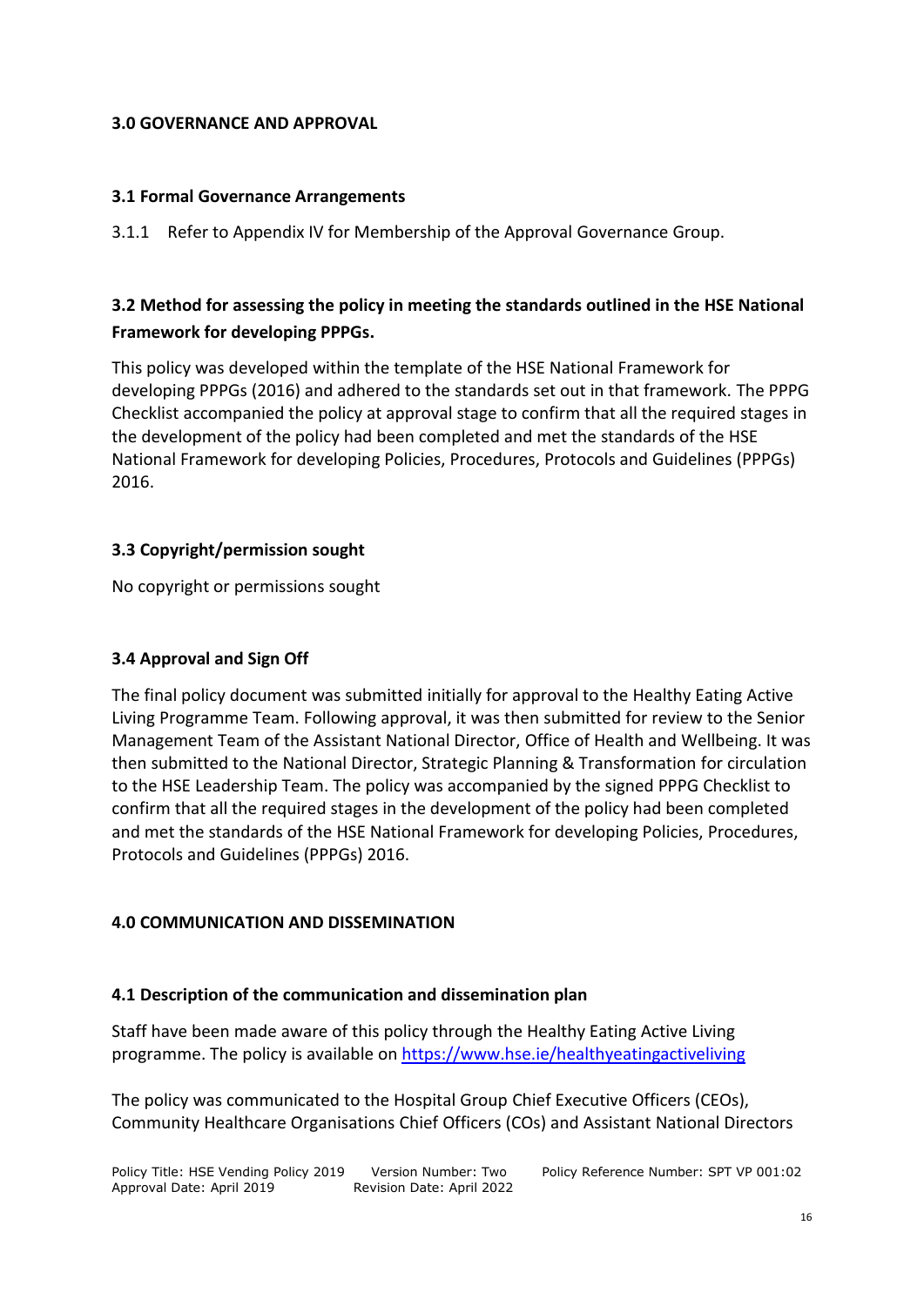## 3.0 GOVERNANCE AND APPROVAL

### 3.1 Formal Governance Arrangements

3.1.1 Refer to Appendix IV for Membership of the Approval Governance Group.

### 3.2 Method for assessing the policy in meeting the standards outlined in the HSE National Framework for developing PPPGs.

This policy was developed within the template of the HSE National Framework for developing PPPGs (2016) and adhered to the standards set out in that framework. The PPPG Checklist accompanied the policy at approval stage to confirm that all the required stages in the development of the policy had been completed and met the standards of the HSE National Framework for developing Policies, Procedures, Protocols and Guidelines (PPPGs) 2016.

### 3.3 Copyright/permission sought

No copyright or permissions sought

### 3.4 Approval and Sign Off

The final policy document was submitted initially for approval to the Healthy Eating Active Living Programme Team. Following approval, it was then submitted for review to the Senior Management Team of the Assistant National Director, Office of Health and Wellbeing. It was then submitted to the National Director, Strategic Planning & Transformation for circulation to the HSE Leadership Team. The policy was accompanied by the signed PPPG Checklist to confirm that all the required stages in the development of the policy had been completed and met the standards of the HSE National Framework for developing Policies, Procedures, Protocols and Guidelines (PPPGs) 2016.

## 4.0 COMMUNICATION AND DISSEMINATION

### 4.1 Description of the communication and dissemination plan

Staff have been made aware of this policy through the Healthy Eating Active Living programme. The policy is available on https://www.hse.ie/healthyeatingactiveliving

The policy was communicated to the Hospital Group Chief Executive Officers (CEOs), Community Healthcare Organisations Chief Officers (COs) and Assistant National Directors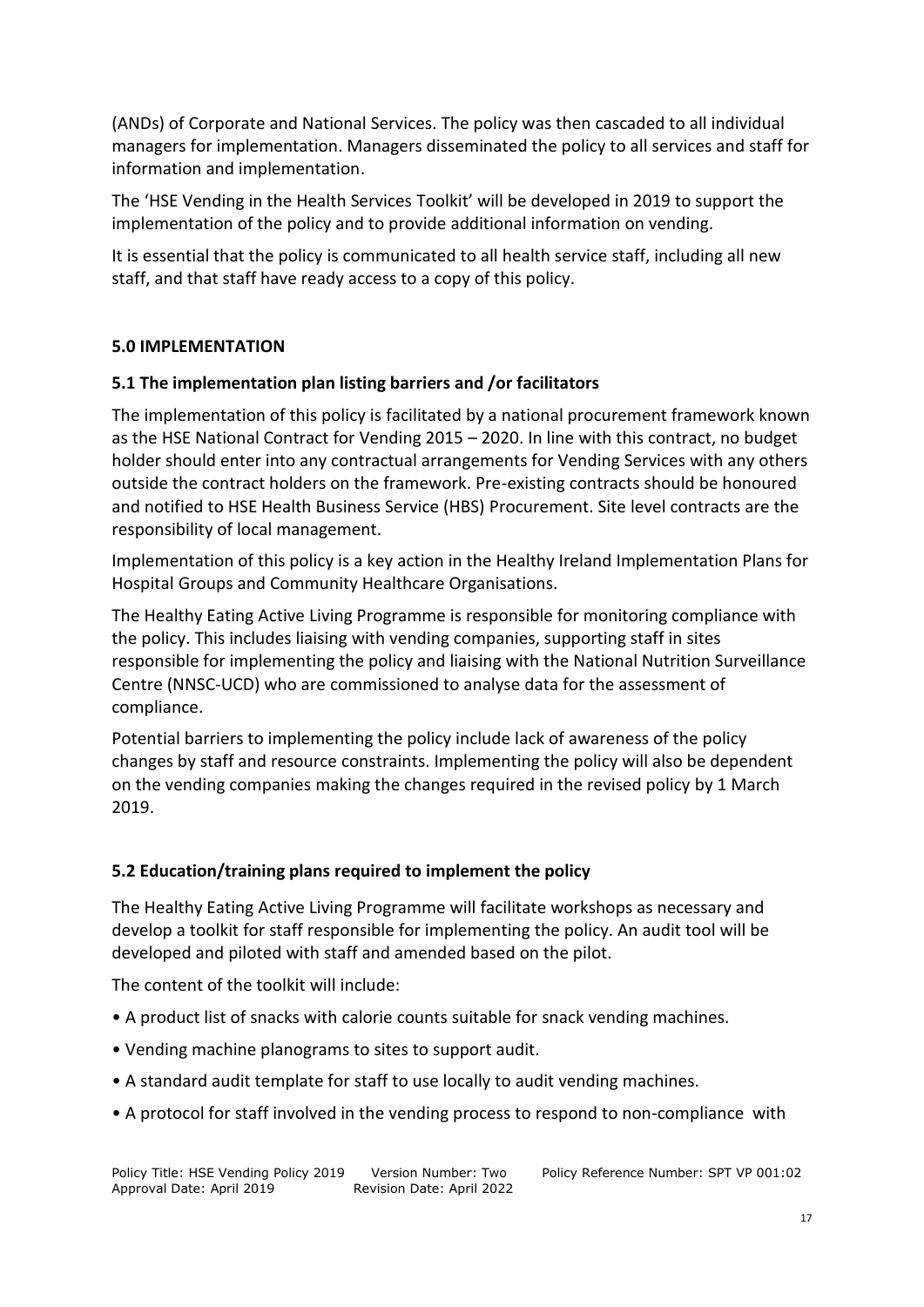(ANDs) of Corporate and National Services. The policy was then cascaded to all individual managers for implementation. Managers disseminated the policy to all services and staff for information and implementation.

The 'HSE Vending in the Health Services Toolkit' will be developed in 2019 to support the implementation of the policy and to provide additional information on vending.

It is essential that the policy is communicated to all health service staff, including all new staff, and that staff have ready access to a copy of this policy.

## 5.0 IMPLEMENTATION

### 5.1 The implementation plan listing barriers and /or facilitators

The implementation of this policy is facilitated by a national procurement framework known as the HSE National Contract for Vending 2015 – 2020. In line with this contract, no budget holder should enter into any contractual arrangements for Vending Services with any others outside the contract holders on the framework. Pre-existing contracts should be honoured and notified to HSE Health Business Service (HBS) Procurement. Site level contracts are the responsibility of local management.

Implementation of this policy is a key action in the Healthy Ireland Implementation Plans for Hospital Groups and Community Healthcare Organisations.

The Healthy Eating Active Living Programme is responsible for monitoring compliance with the policy. This includes liaising with vending companies, supporting staff in sites responsible for implementing the policy and liaising with the National Nutrition Surveillance Centre (NNSC-UCD) who are commissioned to analyse data for the assessment of compliance.

Potential barriers to implementing the policy include lack of awareness of the policy changes by staff and resource constraints. Implementing the policy will also be dependent on the vending companies making the changes required in the revised policy by 1 March 2019.

### 5.2 Education/training plans required to implement the policy

The Healthy Eating Active Living Programme will facilitate workshops as necessary and develop a toolkit for staff responsible for implementing the policy. An audit tool will be developed and piloted with staff and amended based on the pilot.

The content of the toolkit will include:

- A product list of snacks with calorie counts suitable for snack vending machines.
- Vending machine planograms to sites to support audit.
- A standard audit template for staff to use locally to audit vending machines.
- A protocol for staff involved in the vending process to respond to non-compliance with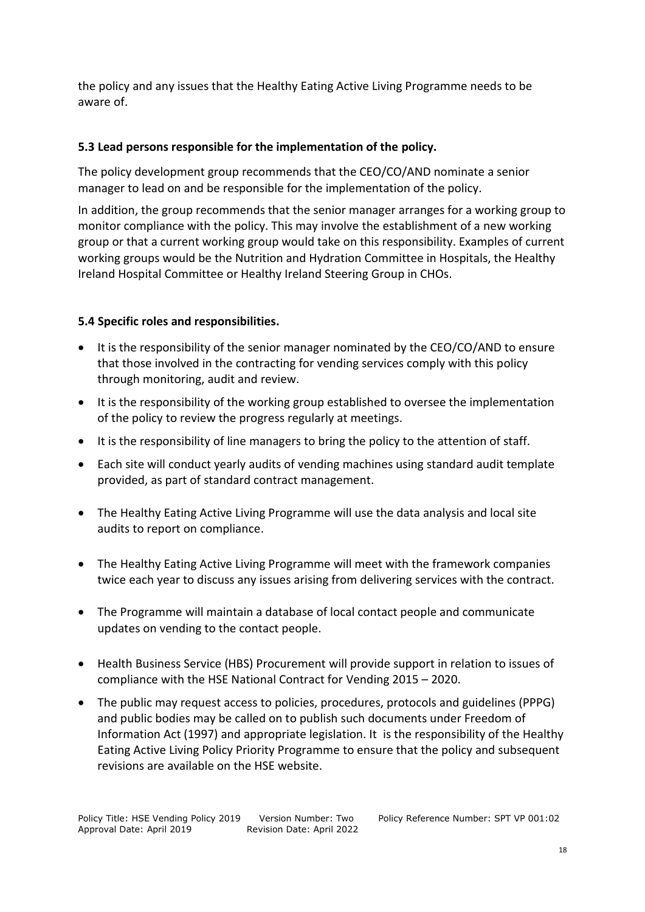the policy and any issues that the Healthy Eating Active Living Programme needs to be aware of.

### 5.3 Lead persons responsible for the implementation of the policy.

The policy development group recommends that the CEO/CO/AND nominate a senior manager to lead on and be responsible for the implementation of the policy.

In addition, the group recommends that the senior manager arranges for a working group to monitor compliance with the policy. This may involve the establishment of a new working group or that a current working group would take on this responsibility. Examples of current working groups would be the Nutrition and Hydration Committee in Hospitals, the Healthy Ireland Hospital Committee or Healthy Ireland Steering Group in CHOs.

### 5.4 Specific roles and responsibilities.

- It is the responsibility of the senior manager nominated by the CEO/CO/AND to ensure that those involved in the contracting for vending services comply with this policy through monitoring, audit and review.
- It is the responsibility of the working group established to oversee the implementation of the policy to review the progress regularly at meetings.
- It is the responsibility of line managers to bring the policy to the attention of staff.
- Each site will conduct yearly audits of vending machines using standard audit template provided, as part of standard contract management.
- The Healthy Eating Active Living Programme will use the data analysis and local site audits to report on compliance.
- The Healthy Eating Active Living Programme will meet with the framework companies twice each year to discuss any issues arising from delivering services with the contract.
- The Programme will maintain a database of local contact people and communicate updates on vending to the contact people.
- Health Business Service (HBS) Procurement will provide support in relation to issues of compliance with the HSE National Contract for Vending 2015 – 2020.
- The public may request access to policies, procedures, protocols and guidelines (PPPG) and public bodies may be called on to publish such documents under Freedom of Information Act (1997) and appropriate legislation. It is the responsibility of the Healthy Eating Active Living Policy Priority Programme to ensure that the policy and subsequent revisions are available on the HSE website.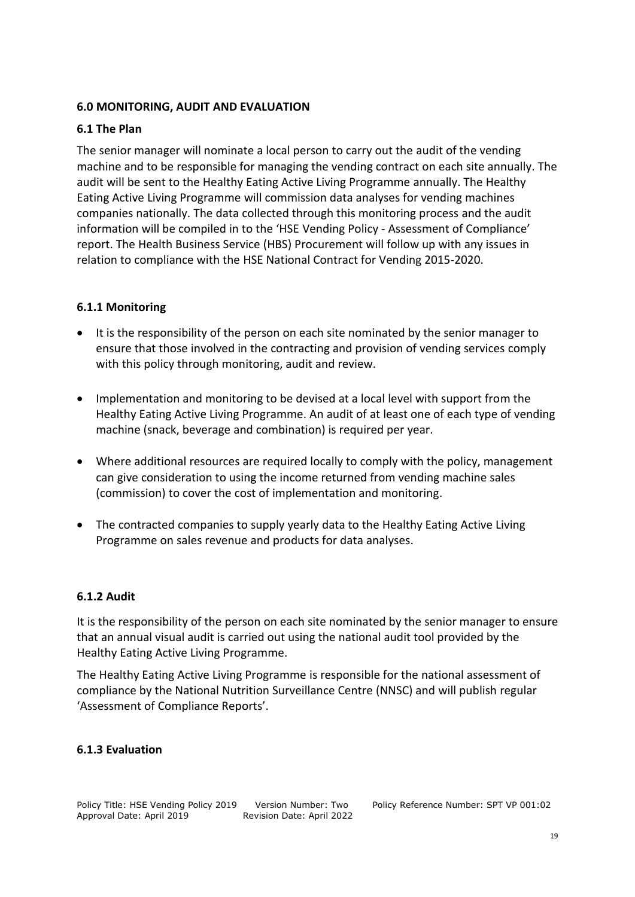## 6.0 MONITORING, AUDIT AND EVALUATION

### 6.1 The Plan

The senior manager will nominate a local person to carry out the audit of the vending machine and to be responsible for managing the vending contract on each site annually. The audit will be sent to the Healthy Eating Active Living Programme annually. The Healthy Eating Active Living Programme will commission data analyses for vending machines companies nationally. The data collected through this monitoring process and the audit information will be compiled in to the 'HSE Vending Policy - Assessment of Compliance' report. The Health Business Service (HBS) Procurement will follow up with any issues in relation to compliance with the HSE National Contract for Vending 2015-2020.

#### 6.1.1 Monitoring

- It is the responsibility of the person on each site nominated by the senior manager to ensure that those involved in the contracting and provision of vending services comply with this policy through monitoring, audit and review.
- Implementation and monitoring to be devised at a local level with support from the Healthy Eating Active Living Programme. An audit of at least one of each type of vending machine (snack, beverage and combination) is required per year.
- Where additional resources are required locally to comply with the policy, management can give consideration to using the income returned from vending machine sales (commission) to cover the cost of implementation and monitoring.
- The contracted companies to supply yearly data to the Healthy Eating Active Living Programme on sales revenue and products for data analyses.

#### 6.1.2 Audit

It is the responsibility of the person on each site nominated by the senior manager to ensure that an annual visual audit is carried out using the national audit tool provided by the Healthy Eating Active Living Programme.

The Healthy Eating Active Living Programme is responsible for the national assessment of compliance by the National Nutrition Surveillance Centre (NNSC) and will publish regular 'Assessment of Compliance Reports'.

#### 6.1.3 Evaluation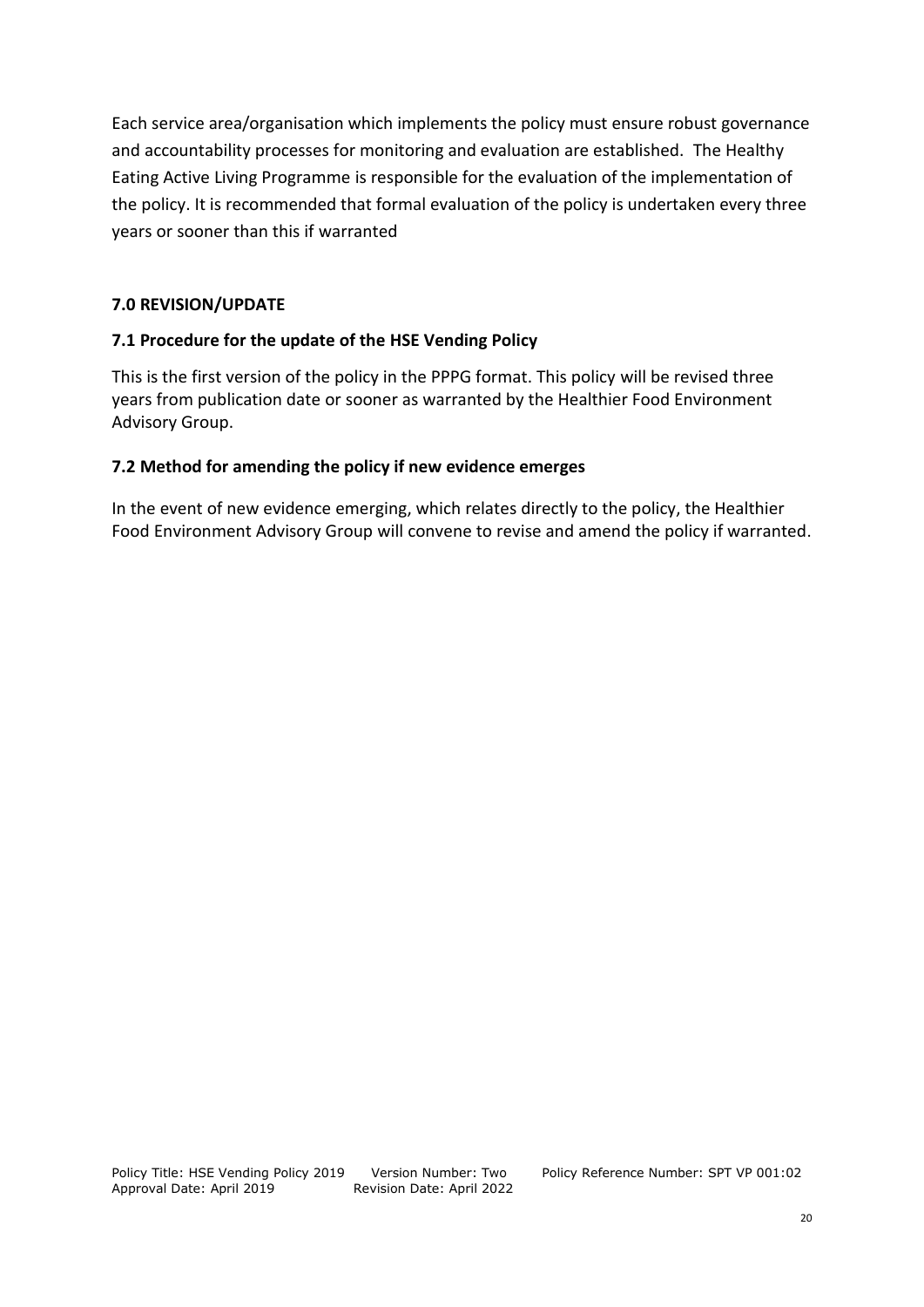Each service area/organisation which implements the policy must ensure robust governance and accountability processes for monitoring and evaluation are established. The Healthy Eating Active Living Programme is responsible for the evaluation of the implementation of the policy. It is recommended that formal evaluation of the policy is undertaken every three years or sooner than this if warranted

## 7.0 REVISION/UPDATE

### 7.1 Procedure for the update of the HSE Vending Policy

This is the first version of the policy in the PPPG format. This policy will be revised three years from publication date or sooner as warranted by the Healthier Food Environment Advisory Group.

### 7.2 Method for amending the policy if new evidence emerges

In the event of new evidence emerging, which relates directly to the policy, the Healthier Food Environment Advisory Group will convene to revise and amend the policy if warranted.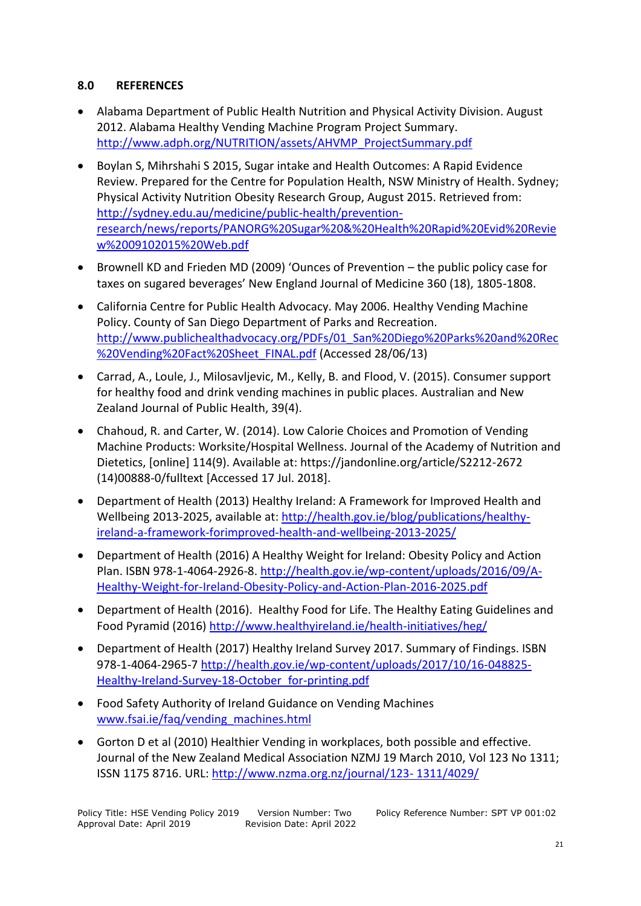## 8.0 REFERENCES

- Alabama Department of Public Health Nutrition and Physical Activity Division. August 2012. Alabama Healthy Vending Machine Program Project Summary. http://www.adph.org/NUTRITION/assets/AHVMP_ProjectSummary.pdf
- Boylan S, Mihrshahi S 2015, Sugar intake and Health Outcomes: A Rapid Evidence Review. Prepared for the Centre for Population Health, NSW Ministry of Health. Sydney; Physical Activity Nutrition Obesity Research Group, August 2015. Retrieved from: http://sydney.edu.au/medicine/public-health/prevention-research/news/reports/PANORG%20Sugar%20&%20Health%20Rapid%20Evid%20Review%2009102015%20Web.pdf
- Brownell KD and Frieden MD (2009) 'Ounces of Prevention – the public policy case for taxes on sugared beverages' New England Journal of Medicine 360 (18), 1805-1808.
- California Centre for Public Health Advocacy. May 2006. Healthy Vending Machine Policy. County of San Diego Department of Parks and Recreation. http://www.publichealthadvocacy.org/PDFs/01_San%20Diego%20Parks%20and%20Rec%20Vending%20Fact%20Sheet_FINAL.pdf (Accessed 28/06/13)
- Carrad, A., Loule, J., Milosavljevic, M., Kelly, B. and Flood, V. (2015). Consumer support for healthy food and drink vending machines in public places. Australian and New Zealand Journal of Public Health, 39(4).
- Chahoud, R. and Carter, W. (2014). Low Calorie Choices and Promotion of Vending Machine Products: Worksite/Hospital Wellness. Journal of the Academy of Nutrition and Dietetics, [online] 114(9). Available at: https://jandonline.org/article/S2212-2672(14)00888-0/fulltext [Accessed 17 Jul. 2018].
- Department of Health (2013) Healthy Ireland: A Framework for Improved Health and Wellbeing 2013-2025, available at: http://health.gov.ie/blog/publications/healthy-ireland-a-framework-forimproved-health-and-wellbeing-2013-2025/
- Department of Health (2016) A Healthy Weight for Ireland: Obesity Policy and Action Plan. ISBN 978-1-4064-2926-8. http://health.gov.ie/wp-content/uploads/2016/09/A-Healthy-Weight-for-Ireland-Obesity-Policy-and-Action-Plan-2016-2025.pdf
- Department of Health (2016). Healthy Food for Life. The Healthy Eating Guidelines and Food Pyramid (2016) http://www.healthyireland.ie/health-initiatives/heg/
- Department of Health (2017) Healthy Ireland Survey 2017. Summary of Findings. ISBN 978-1-4064-2965-7 http://health.gov.ie/wp-content/uploads/2017/10/16-048825-Healthy-Ireland-Survey-18-October_for-printing.pdf
- Food Safety Authority of Ireland Guidance on Vending Machines www.fsai.ie/faq/vending_machines.html
- Gorton D et al (2010) Healthier Vending in workplaces, both possible and effective. Journal of the New Zealand Medical Association NZMJ 19 March 2010, Vol 123 No 1311; ISSN 1175 8716. URL: http://www.nzma.org.nz/journal/123- 1311/4029/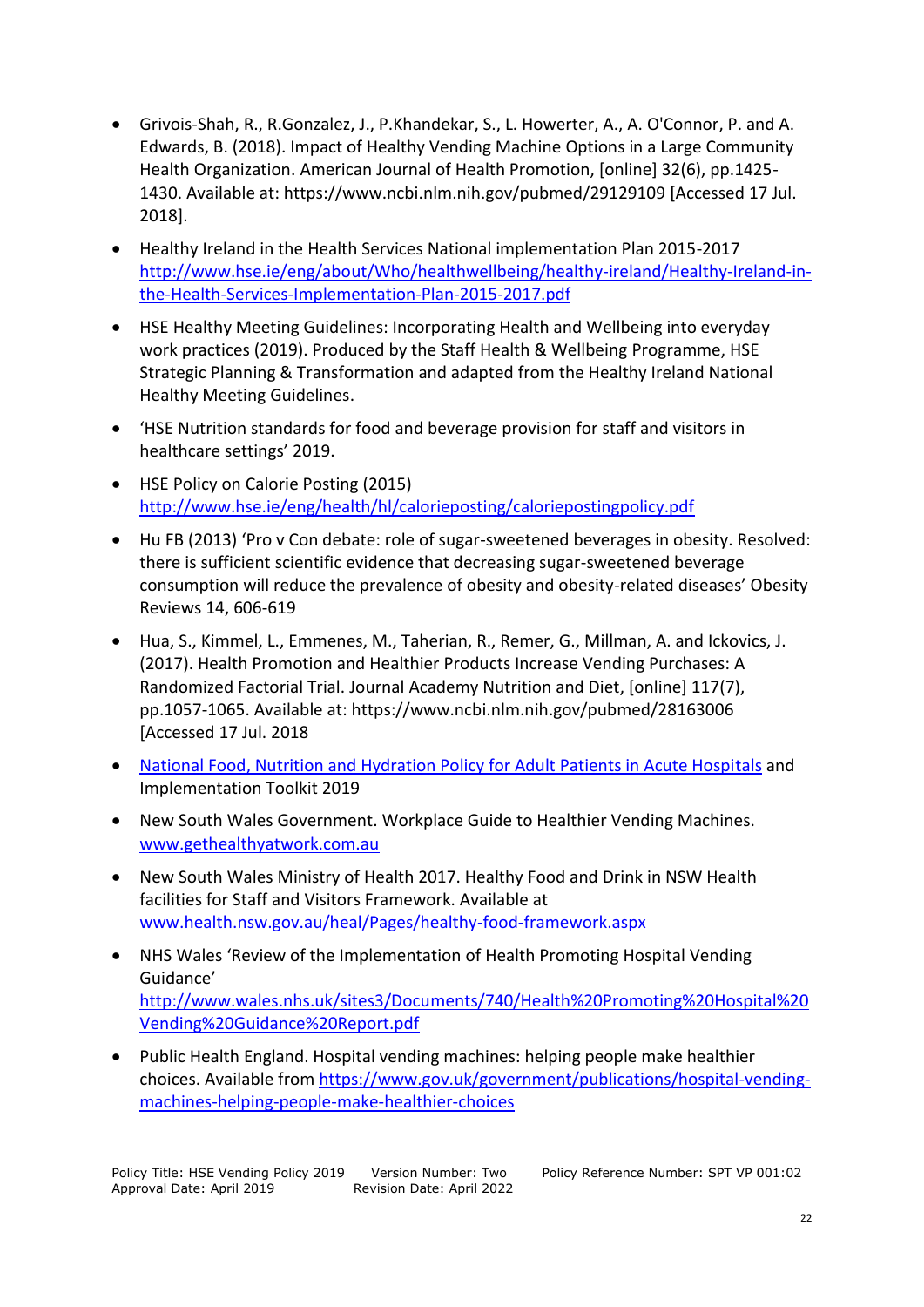- Grivois-Shah, R., R.Gonzalez, J., P.Khandekar, S., L. Howerter, A., A. O'Connor, P. and A. Edwards, B. (2018). Impact of Healthy Vending Machine Options in a Large Community Health Organization. American Journal of Health Promotion, [online] 32(6), pp.1425-1430. Available at: https://www.ncbi.nlm.nih.gov/pubmed/29129109 [Accessed 17 Jul. 2018].

- Healthy Ireland in the Health Services National implementation Plan 2015-2017 http://www.hse.ie/eng/about/Who/healthwellbeing/healthy-ireland/Healthy-Ireland-in-the-Health-Services-Implementation-Plan-2015-2017.pdf

- HSE Healthy Meeting Guidelines: Incorporating Health and Wellbeing into everyday work practices (2019). Produced by the Staff Health & Wellbeing Programme, HSE Strategic Planning & Transformation and adapted from the Healthy Ireland National Healthy Meeting Guidelines.

- 'HSE Nutrition standards for food and beverage provision for staff and visitors in healthcare settings' 2019.

- HSE Policy on Calorie Posting (2015) http://www.hse.ie/eng/health/hl/calorieposting/caloriepostingpolicy.pdf

- Hu FB (2013) 'Pro v Con debate: role of sugar-sweetened beverages in obesity. Resolved: there is sufficient scientific evidence that decreasing sugar-sweetened beverage consumption will reduce the prevalence of obesity and obesity-related diseases' Obesity Reviews 14, 606-619

- Hua, S., Kimmel, L., Emmenes, M., Taherian, R., Remer, G., Millman, A. and Ickovics, J. (2017). Health Promotion and Healthier Products Increase Vending Purchases: A Randomized Factorial Trial. Journal Academy Nutrition and Diet, [online] 117(7), pp.1057-1065. Available at: https://www.ncbi.nlm.nih.gov/pubmed/28163006 [Accessed 17 Jul. 2018

- National Food, Nutrition and Hydration Policy for Adult Patients in Acute Hospitals and Implementation Toolkit 2019

- New South Wales Government. Workplace Guide to Healthier Vending Machines. www.gethealthyatwork.com.au

- New South Wales Ministry of Health 2017. Healthy Food and Drink in NSW Health facilities for Staff and Visitors Framework. Available at www.health.nsw.gov.au/heal/Pages/healthy-food-framework.aspx

- NHS Wales 'Review of the Implementation of Health Promoting Hospital Vending Guidance' http://www.wales.nhs.uk/sites3/Documents/740/Health%20Promoting%20Hospital%20Vending%20Guidance%20Report.pdf

- Public Health England. Hospital vending machines: helping people make healthier choices. Available from https://www.gov.uk/government/publications/hospital-vending-machines-helping-people-make-healthier-choices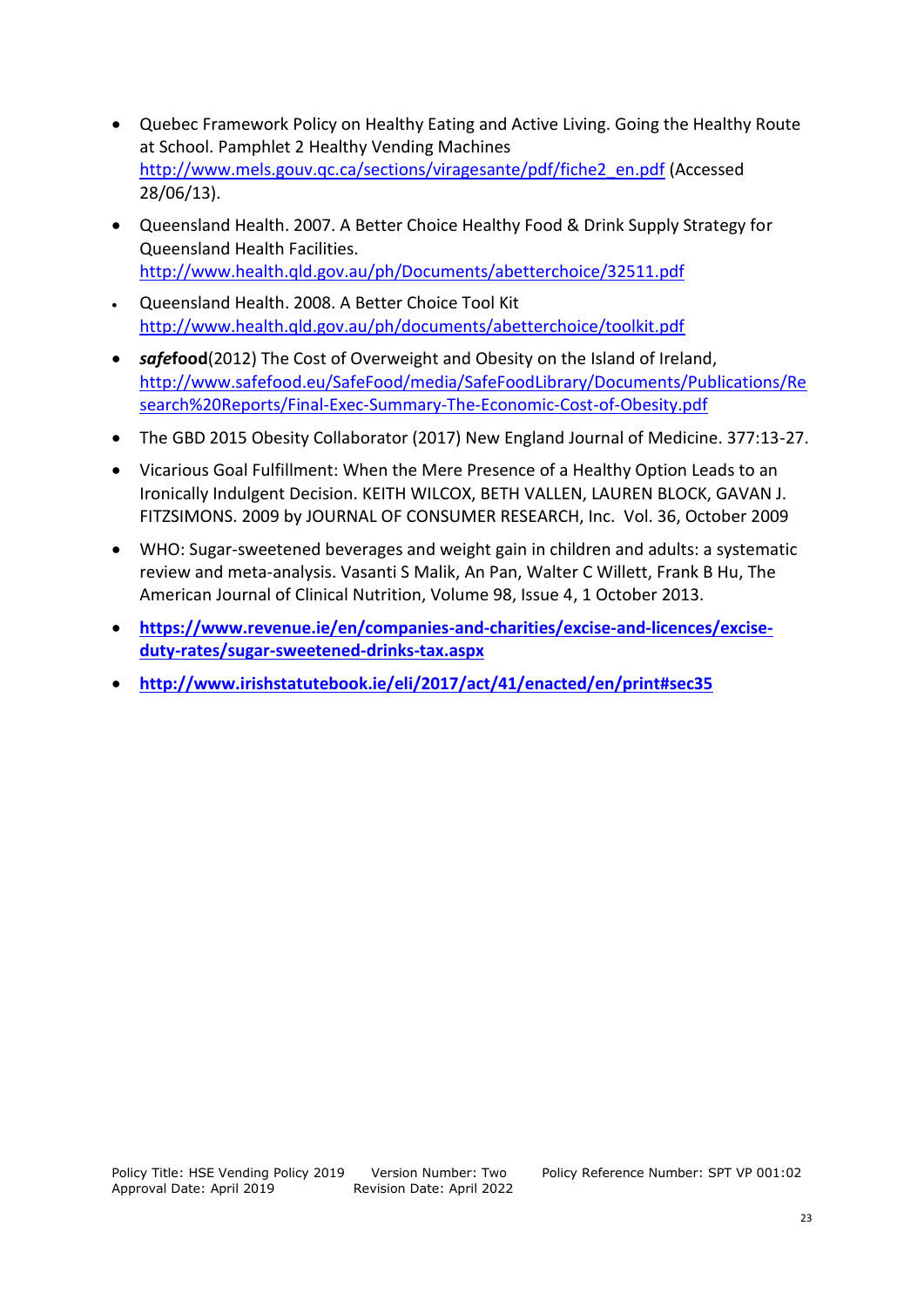- Quebec Framework Policy on Healthy Eating and Active Living. Going the Healthy Route at School. Pamphlet 2 Healthy Vending Machines http://www.mels.gouv.qc.ca/sections/viragesante/pdf/fiche2_en.pdf (Accessed 28/06/13).
- Queensland Health. 2007. A Better Choice Healthy Food & Drink Supply Strategy for Queensland Health Facilities. http://www.health.qld.gov.au/ph/Documents/abetterchoice/32511.pdf
- Queensland Health. 2008. A Better Choice Tool Kit http://www.health.qld.gov.au/ph/documents/abetterchoice/toolkit.pdf
- ***safe*****food**(2012) The Cost of Overweight and Obesity on the Island of Ireland, http://www.safefood.eu/SafeFood/media/SafeFoodLibrary/Documents/Publications/Research%20Reports/Final-Exec-Summary-The-Economic-Cost-of-Obesity.pdf
- The GBD 2015 Obesity Collaborator (2017) New England Journal of Medicine. 377:13-27.
- Vicarious Goal Fulfillment: When the Mere Presence of a Healthy Option Leads to an Ironically Indulgent Decision. KEITH WILCOX, BETH VALLEN, LAUREN BLOCK, GAVAN J. FITZSIMONS. 2009 by JOURNAL OF CONSUMER RESEARCH, Inc. Vol. 36, October 2009
- WHO: Sugar-sweetened beverages and weight gain in children and adults: a systematic review and meta-analysis. Vasanti S Malik, An Pan, Walter C Willett, Frank B Hu, The American Journal of Clinical Nutrition, Volume 98, Issue 4, 1 October 2013.
- **https://www.revenue.ie/en/companies-and-charities/excise-and-licences/excise-duty-rates/sugar-sweetened-drinks-tax.aspx**
- **http://www.irishstatutebook.ie/eli/2017/act/41/enacted/en/print#sec35**

Policy Title: HSE Vending Policy 2019 Version Number: Two Policy Reference Number: SPT VP 001:02
Approval Date: April 2019 Revision Date: April 2022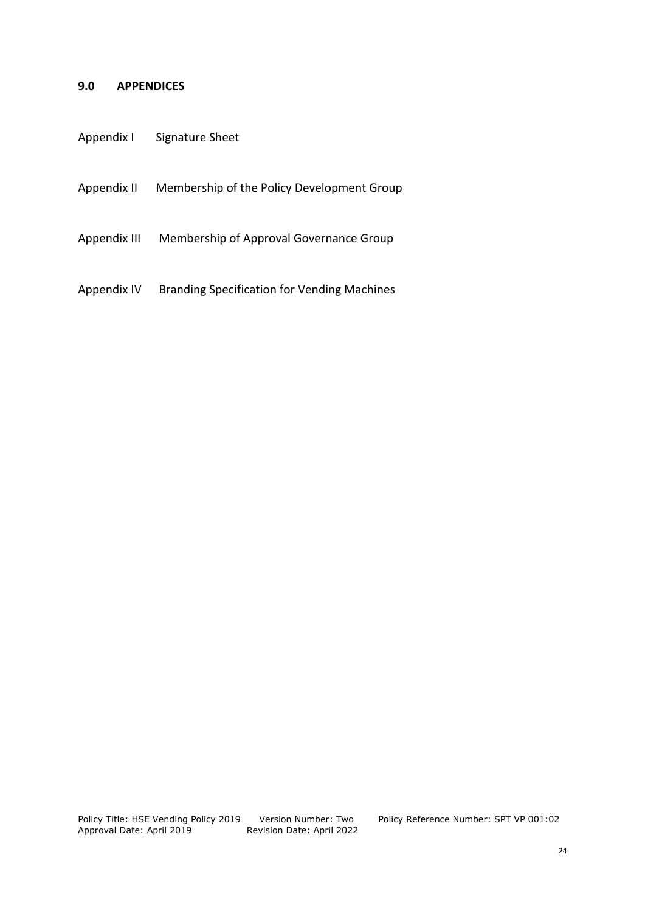## 9.0 APPENDICES

Appendix I Signature Sheet

Appendix II Membership of the Policy Development Group

Appendix III Membership of Approval Governance Group

Appendix IV Branding Specification for Vending Machines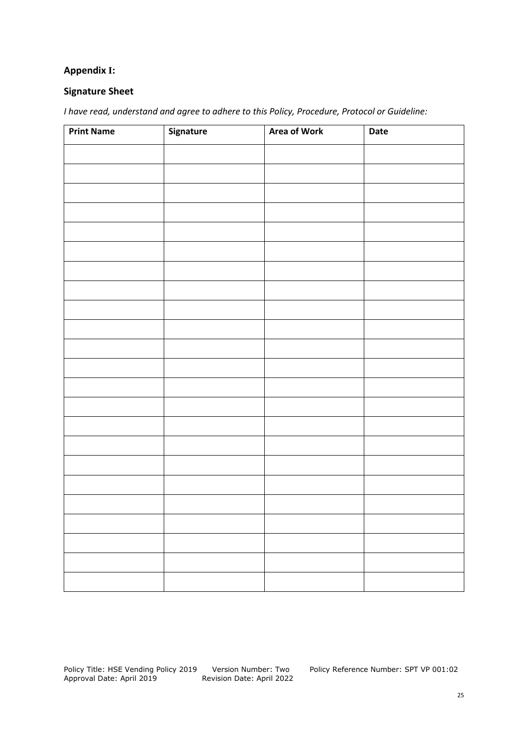**Appendix I:**

**Signature Sheet**

*I have read, understand and agree to adhere to this Policy, Procedure, Protocol or Guideline:*

| Print Name | Signature | Area of Work | Date |
|---|---|---|---|
| | | | |
| | | | |
| | | | |
| | | | |
| | | | |
| | | | |
| | | | |
| | | | |
| | | | |
| | | | |
| | | | |
| | | | |
| | | | |
| | | | |
| | | | |
| | | | |
| | | | |
| | | | |
| | | | |
| | | | |
| | | | |
| | | | |
| | | | |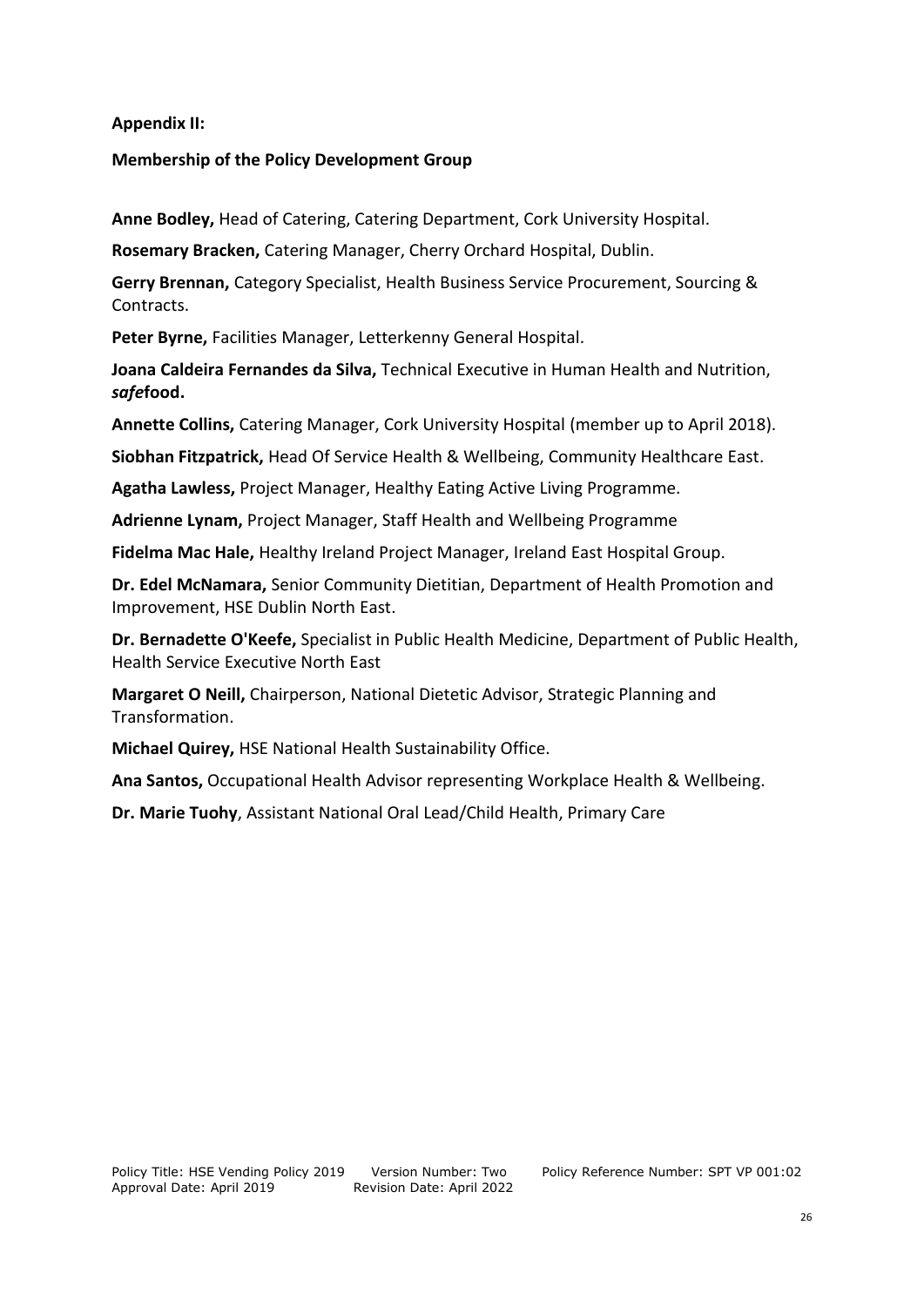**Appendix II:**

**Membership of the Policy Development Group**

**Anne Bodley,** Head of Catering, Catering Department, Cork University Hospital.

**Rosemary Bracken,** Catering Manager, Cherry Orchard Hospital, Dublin.

**Gerry Brennan,** Category Specialist, Health Business Service Procurement, Sourcing & Contracts.

**Peter Byrne,** Facilities Manager, Letterkenny General Hospital.

**Joana Caldeira Fernandes da Silva,** Technical Executive in Human Health and Nutrition, ***safe*food.**

**Annette Collins,** Catering Manager, Cork University Hospital (member up to April 2018).

**Siobhan Fitzpatrick,** Head Of Service Health & Wellbeing, Community Healthcare East.

**Agatha Lawless,** Project Manager, Healthy Eating Active Living Programme.

**Adrienne Lynam,** Project Manager, Staff Health and Wellbeing Programme

**Fidelma Mac Hale,** Healthy Ireland Project Manager, Ireland East Hospital Group.

**Dr. Edel McNamara,** Senior Community Dietitian, Department of Health Promotion and Improvement, HSE Dublin North East.

**Dr. Bernadette O'Keefe,** Specialist in Public Health Medicine, Department of Public Health, Health Service Executive North East

**Margaret O Neill,** Chairperson, National Dietetic Advisor, Strategic Planning and Transformation.

**Michael Quirey,** HSE National Health Sustainability Office.

**Ana Santos,** Occupational Health Advisor representing Workplace Health & Wellbeing.

**Dr. Marie Tuohy**, Assistant National Oral Lead/Child Health, Primary Care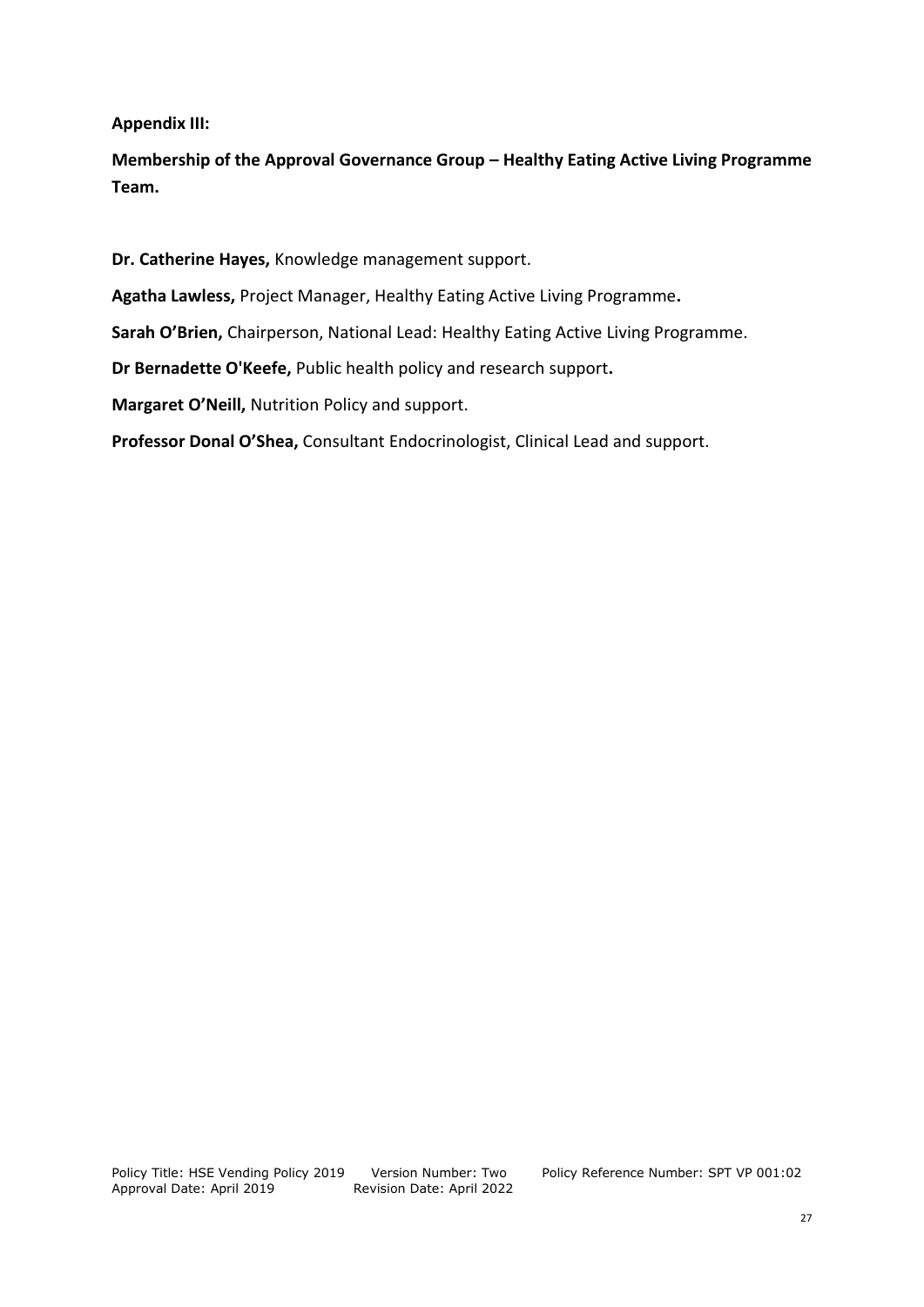**Appendix III:**

**Membership of the Approval Governance Group – Healthy Eating Active Living Programme Team.**

**Dr. Catherine Hayes,** Knowledge management support.

**Agatha Lawless,** Project Manager, Healthy Eating Active Living Programme**.**

**Sarah O'Brien,** Chairperson, National Lead: Healthy Eating Active Living Programme.

**Dr Bernadette O'Keefe,** Public health policy and research support**.**

**Margaret O'Neill,** Nutrition Policy and support.

**Professor Donal O'Shea,** Consultant Endocrinologist, Clinical Lead and support.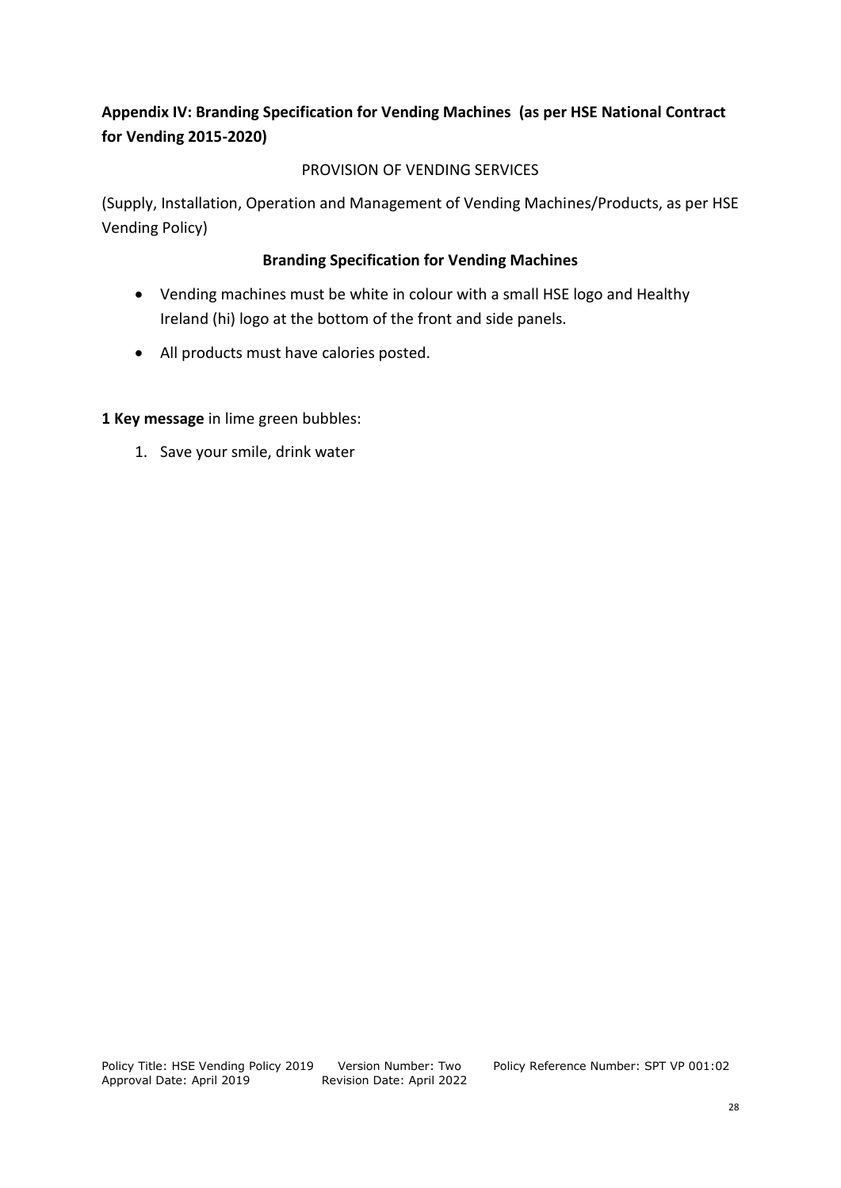## Appendix IV: Branding Specification for Vending Machines (as per HSE National Contract for Vending 2015-2020)

PROVISION OF VENDING SERVICES

(Supply, Installation, Operation and Management of Vending Machines/Products, as per HSE Vending Policy)

### Branding Specification for Vending Machines

- Vending machines must be white in colour with a small HSE logo and Healthy Ireland (hi) logo at the bottom of the front and side panels.
- All products must have calories posted.

**1 Key message** in lime green bubbles:

1. Save your smile, drink water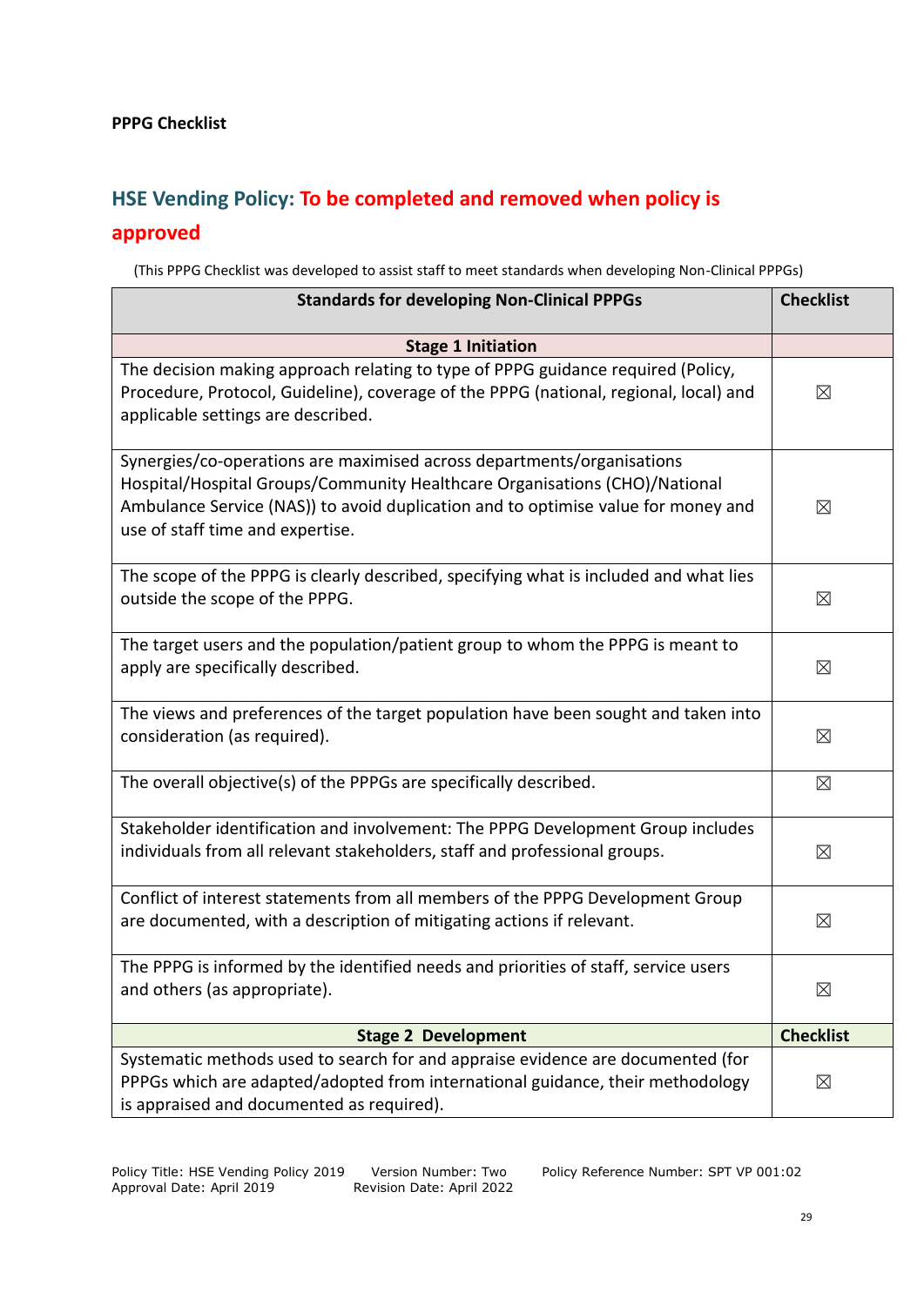**PPPG Checklist**

## HSE Vending Policy: To be completed and removed when policy is approved

(This PPPG Checklist was developed to assist staff to meet standards when developing Non-Clinical PPPGs)

| Standards for developing Non-Clinical PPPGs | Checklist |
|---|---|
| **Stage 1 Initiation** | |
| The decision making approach relating to type of PPPG guidance required (Policy, Procedure, Protocol, Guideline), coverage of the PPPG (national, regional, local) and applicable settings are described. | ☒ |
| Synergies/co-operations are maximised across departments/organisations Hospital/Hospital Groups/Community Healthcare Organisations (CHO)/National Ambulance Service (NAS)) to avoid duplication and to optimise value for money and use of staff time and expertise. | ☒ |
| The scope of the PPPG is clearly described, specifying what is included and what lies outside the scope of the PPPG. | ☒ |
| The target users and the population/patient group to whom the PPPG is meant to apply are specifically described. | ☒ |
| The views and preferences of the target population have been sought and taken into consideration (as required). | ☒ |
| The overall objective(s) of the PPPGs are specifically described. | ☒ |
| Stakeholder identification and involvement: The PPPG Development Group includes individuals from all relevant stakeholders, staff and professional groups. | ☒ |
| Conflict of interest statements from all members of the PPPG Development Group are documented, with a description of mitigating actions if relevant. | ☒ |
| The PPPG is informed by the identified needs and priorities of staff, service users and others (as appropriate). | ☒ |
| **Stage 2 Development** | **Checklist** |
| Systematic methods used to search for and appraise evidence are documented (for PPPGs which are adapted/adopted from international guidance, their methodology is appraised and documented as required). | ☒ |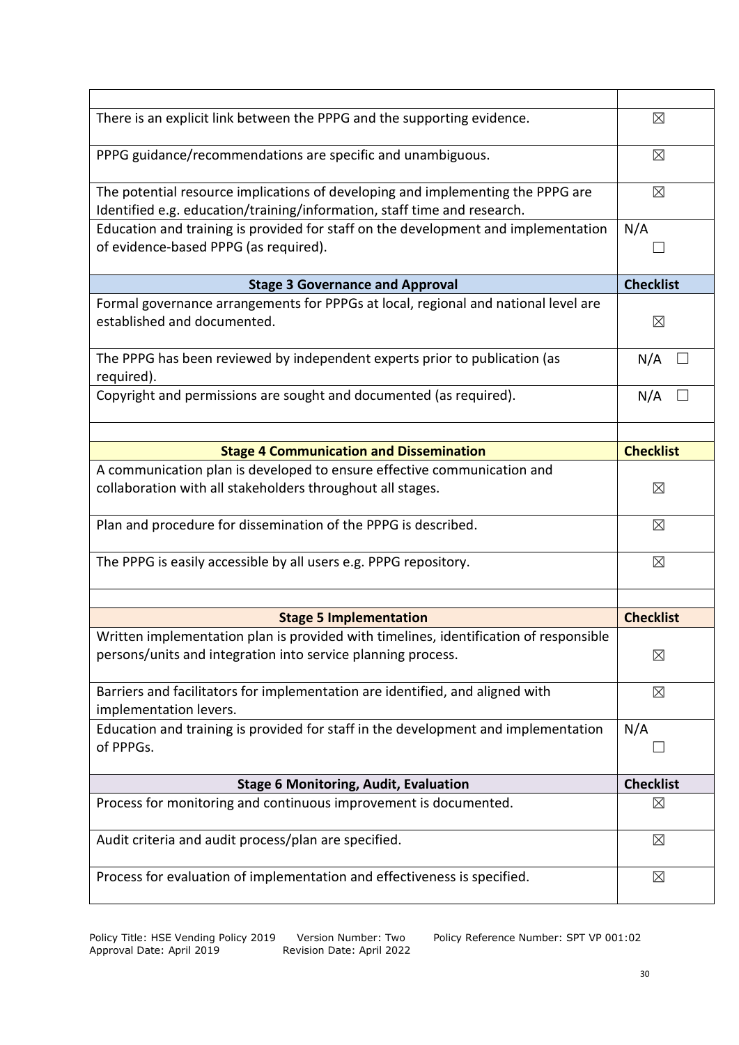| | |
|---|---|
| There is an explicit link between the PPPG and the supporting evidence. | ☒ |
| PPPG guidance/recommendations are specific and unambiguous. | ☒ |
| The potential resource implications of developing and implementing the PPPG are Identified e.g. education/training/information, staff time and research. | ☒ |
| Education and training is provided for staff on the development and implementation of evidence-based PPPG (as required). | N/A ☐ |
| **Stage 3 Governance and Approval** | **Checklist** |
| Formal governance arrangements for PPPGs at local, regional and national level are established and documented. | ☒ |
| The PPPG has been reviewed by independent experts prior to publication (as required). | N/A ☐ |
| Copyright and permissions are sought and documented (as required). | N/A ☐ |
| | |
| **Stage 4 Communication and Dissemination** | **Checklist** |
| A communication plan is developed to ensure effective communication and collaboration with all stakeholders throughout all stages. | ☒ |
| Plan and procedure for dissemination of the PPPG is described. | ☒ |
| The PPPG is easily accessible by all users e.g. PPPG repository. | ☒ |
| | |
| **Stage 5 Implementation** | **Checklist** |
| Written implementation plan is provided with timelines, identification of responsible persons/units and integration into service planning process. | ☒ |
| Barriers and facilitators for implementation are identified, and aligned with implementation levers. | ☒ |
| Education and training is provided for staff in the development and implementation of PPPGs. | N/A ☐ |
| **Stage 6 Monitoring, Audit, Evaluation** | **Checklist** |
| Process for monitoring and continuous improvement is documented. | ☒ |
| Audit criteria and audit process/plan are specified. | ☒ |
| Process for evaluation of implementation and effectiveness is specified. | ☒ |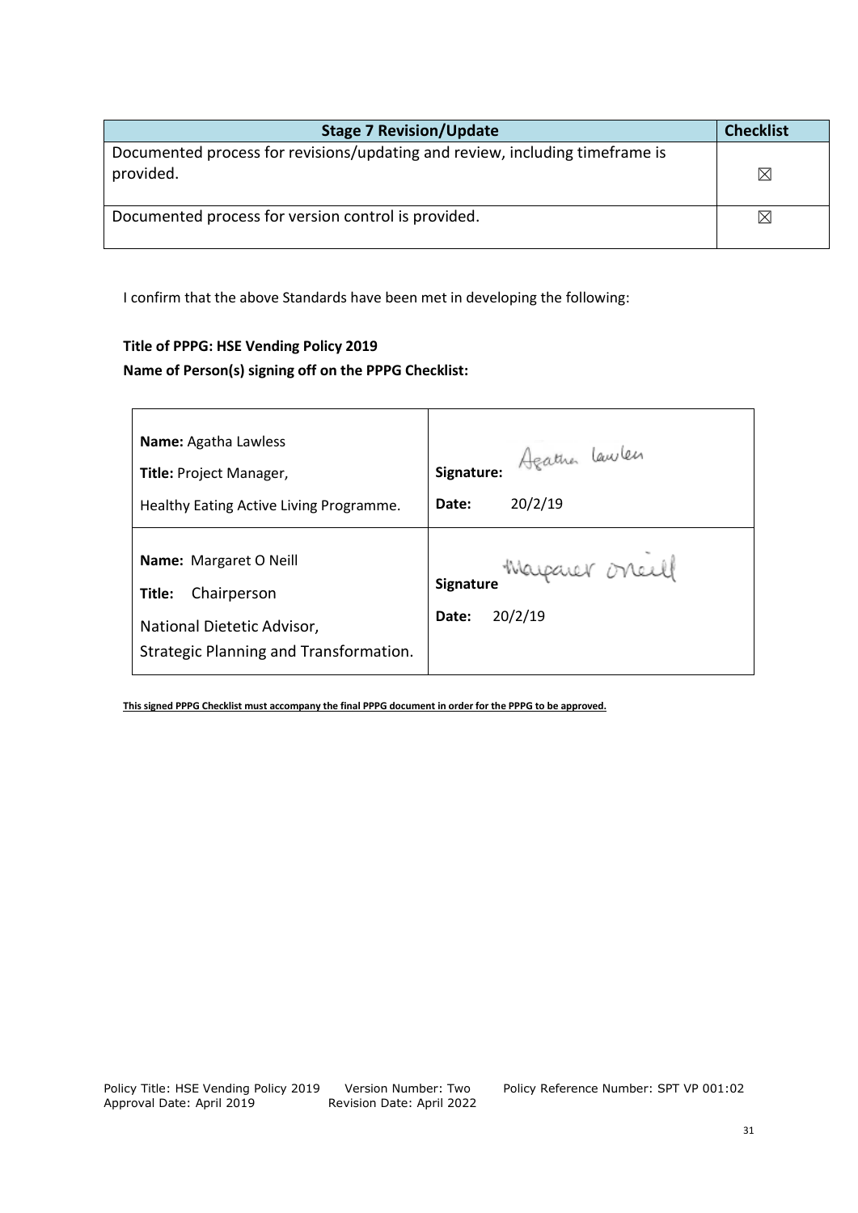| Stage 7 Revision/Update | Checklist |
|---|---|
| Documented process for revisions/updating and review, including timeframe is provided. | ☒ |
| Documented process for version control is provided. | ☒ |

I confirm that the above Standards have been met in developing the following:

**Title of PPPG: HSE Vending Policy 2019**

**Name of Person(s) signing off on the PPPG Checklist:**

| | |
|---|---|
| **Name:** Agatha Lawless<br>**Title:** Project Manager,<br>Healthy Eating Active Living Programme. | **Signature:** Agatha Lawless<br>**Date:** 20/2/19 |
| **Name:** Margaret O Neill<br>**Title:** Chairperson<br>National Dietetic Advisor,<br>Strategic Planning and Transformation. | **Signature** Margaret O'Neill<br>**Date:** 20/2/19 |

**This signed PPPG Checklist must accompany the final PPPG document in order for the PPPG to be approved.**